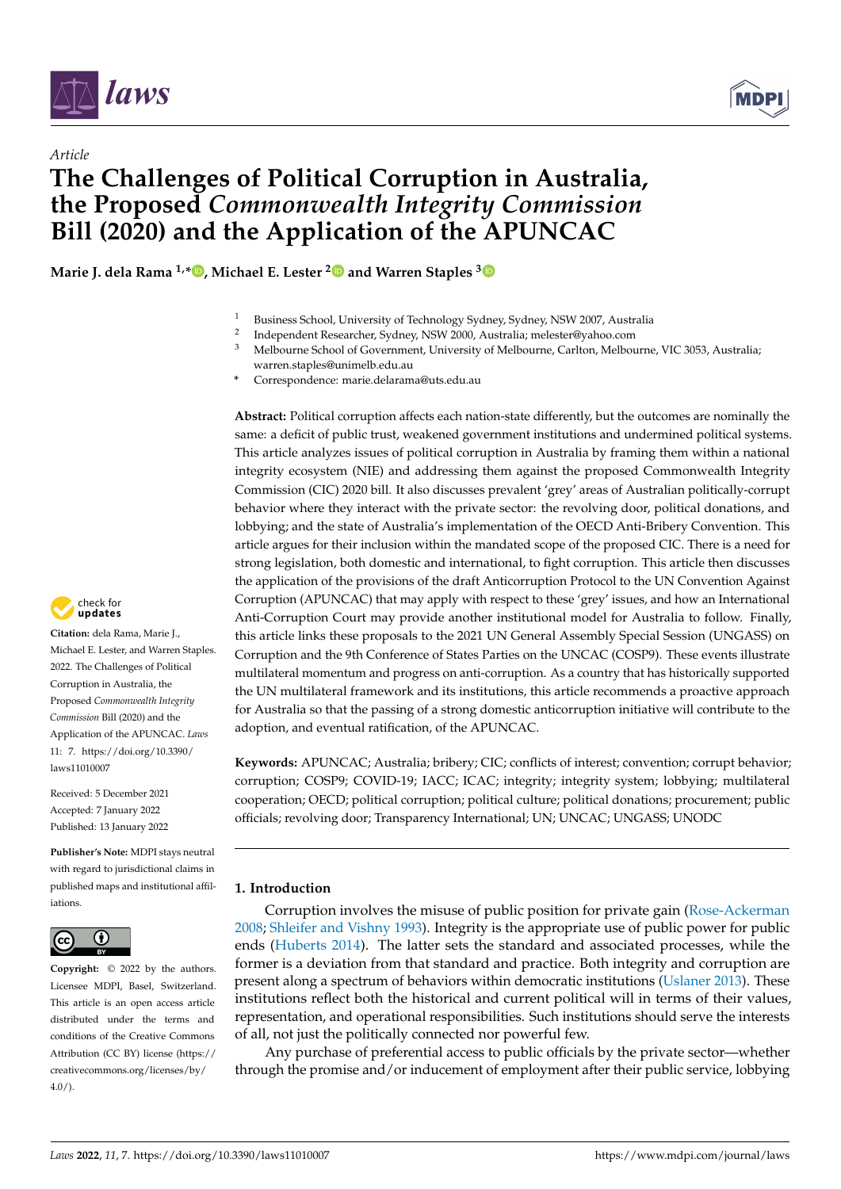*Article*

# The Challenges of Political Corruption in Australia, the Proposed *Commonwealth Integrity Commission* Bill (2020) and the Application of the APUNCAC

**Marie J. dela Rama [1,*], Michael E. Lester [2] and Warren Staples [3]**

[1] Business School, University of Technology Sydney, Sydney, NSW 2007, Australia
[2] Independent Researcher, Sydney, NSW 2000, Australia; melester@yahoo.com
[3] Melbourne School of Government, University of Melbourne, Carlton, Melbourne, VIC 3053, Australia; warren.staples@unimelb.edu.au
* Correspondence: marie.delarama@uts.edu.au

**Abstract:** Political corruption affects each nation-state differently, but the outcomes are nominally the same: a deficit of public trust, weakened government institutions and undermined political systems. This article analyzes issues of political corruption in Australia by framing them within a national integrity ecosystem (NIE) and addressing them against the proposed Commonwealth Integrity Commission (CIC) 2020 bill. It also discusses prevalent 'grey' areas of Australian politically-corrupt behavior where they interact with the private sector: the revolving door, political donations, and lobbying; and the state of Australia's implementation of the OECD Anti-Bribery Convention. This article argues for their inclusion within the mandated scope of the proposed CIC. There is a need for strong legislation, both domestic and international, to fight corruption. This article then discusses the application of the provisions of the draft Anticorruption Protocol to the UN Convention Against Corruption (APUNCAC) that may apply with respect to these 'grey' issues, and how an International Anti-Corruption Court may provide another institutional model for Australia to follow. Finally, this article links these proposals to the 2021 UN General Assembly Special Session (UNGASS) on Corruption and the 9th Conference of States Parties on the UNCAC (COSP9). These events illustrate multilateral momentum and progress on anti-corruption. As a country that has historically supported the UN multilateral framework and its institutions, this article recommends a proactive approach for Australia so that the passing of a strong domestic anticorruption initiative will contribute to the adoption, and eventual ratification, of the APUNCAC.

**Keywords:** APUNCAC; Australia; bribery; CIC; conflicts of interest; convention; corrupt behavior; corruption; COSP9; COVID-19; IACC; ICAC; integrity; integrity system; lobbying; multilateral cooperation; OECD; political corruption; political culture; political donations; procurement; public officials; revolving door; Transparency International; UN; UNCAC; UNGASS; UNODC

**Citation:** dela Rama, Marie J., Michael E. Lester, and Warren Staples. 2022. The Challenges of Political Corruption in Australia, the Proposed *Commonwealth Integrity Commission* Bill (2020) and the Application of the APUNCAC. *Laws* 11: 7. https://doi.org/10.3390/laws11010007

Received: 5 December 2021
Accepted: 7 January 2022
Published: 13 January 2022

**Publisher's Note:** MDPI stays neutral with regard to jurisdictional claims in published maps and institutional affiliations.

**Copyright:** © 2022 by the authors. Licensee MDPI, Basel, Switzerland. This article is an open access article distributed under the terms and conditions of the Creative Commons Attribution (CC BY) license (https://creativecommons.org/licenses/by/4.0/).

## 1. Introduction

Corruption involves the misuse of public position for private gain (Rose-Ackerman 2008; Shleifer and Vishny 1993). Integrity is the appropriate use of public power for public ends (Huberts 2014). The latter sets the standard and associated processes, while the former is a deviation from that standard and practice. Both integrity and corruption are present along a spectrum of behaviors within democratic institutions (Uslaner 2013). These institutions reflect both the historical and current political will in terms of their values, representation, and operational responsibilities. Such institutions should serve the interests of all, not just the politically connected nor powerful few.

Any purchase of preferential access to public officials by the private sector—whether through the promise and/or inducement of employment after their public service, lobbying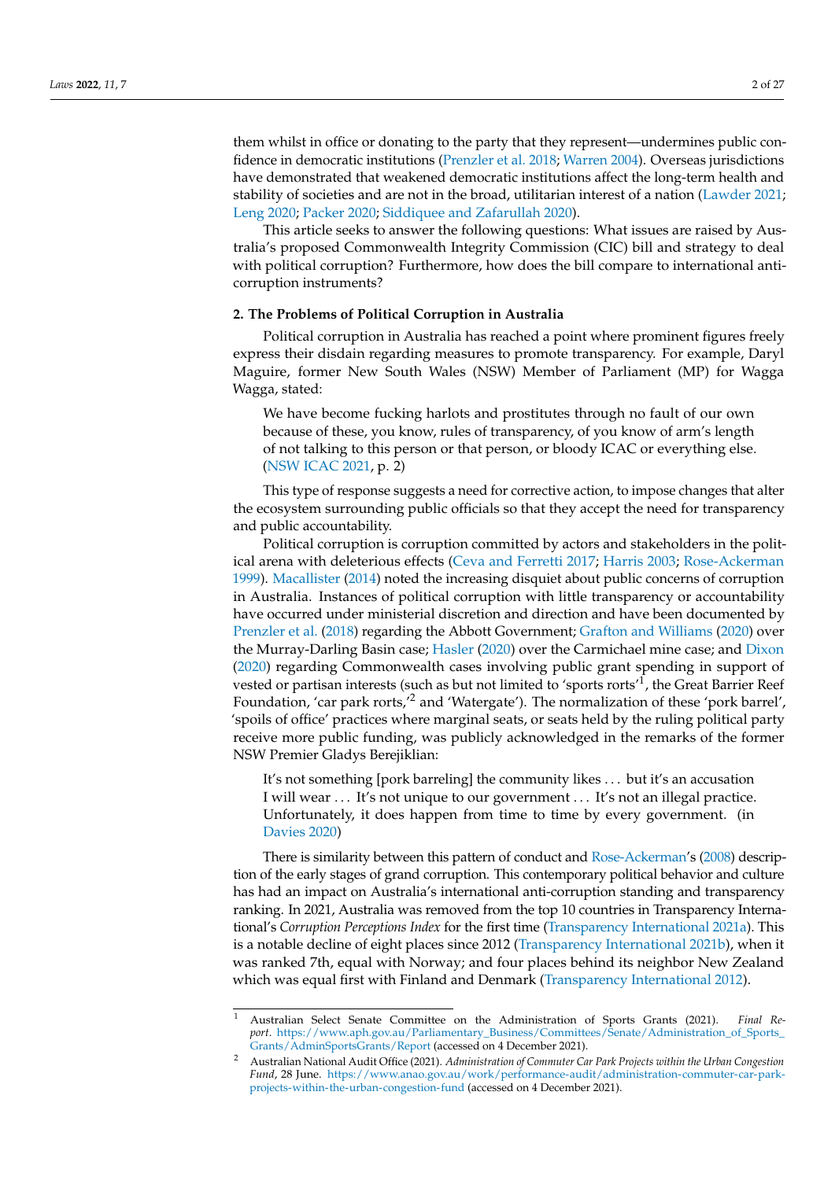them whilst in office or donating to the party that they represent—undermines public confidence in democratic institutions (Prenzler et al. 2018; Warren 2004). Overseas jurisdictions have demonstrated that weakened democratic institutions affect the long-term health and stability of societies and are not in the broad, utilitarian interest of a nation (Lawder 2021; Leng 2020; Packer 2020; Siddiquee and Zafarullah 2020).

This article seeks to answer the following questions: What issues are raised by Australia's proposed Commonwealth Integrity Commission (CIC) bill and strategy to deal with political corruption? Furthermore, how does the bill compare to international anti-corruption instruments?

## 2. The Problems of Political Corruption in Australia

Political corruption in Australia has reached a point where prominent figures freely express their disdain regarding measures to promote transparency. For example, Daryl Maguire, former New South Wales (NSW) Member of Parliament (MP) for Wagga Wagga, stated:

> We have become fucking harlots and prostitutes through no fault of our own because of these, you know, rules of transparency, of you know of arm's length of not talking to this person or that person, or bloody ICAC or everything else. (NSW ICAC 2021, p. 2)

This type of response suggests a need for corrective action, to impose changes that alter the ecosystem surrounding public officials so that they accept the need for transparency and public accountability.

Political corruption is corruption committed by actors and stakeholders in the political arena with deleterious effects (Ceva and Ferretti 2017; Harris 2003; Rose-Ackerman 1999). Macallister (2014) noted the increasing disquiet about public concerns of corruption in Australia. Instances of political corruption with little transparency or accountability have occurred under ministerial discretion and direction and have been documented by Prenzler et al. (2018) regarding the Abbott Government; Grafton and Williams (2020) over the Murray-Darling Basin case; Hasler (2020) over the Carmichael mine case; and Dixon (2020) regarding Commonwealth cases involving public grant spending in support of vested or partisan interests (such as but not limited to 'sports rorts'[1], the Great Barrier Reef Foundation, 'car park rorts,'[2] and 'Watergate'). The normalization of these 'pork barrel', 'spoils of office' practices where marginal seats, or seats held by the ruling political party receive more public funding, was publicly acknowledged in the remarks of the former NSW Premier Gladys Berejiklian:

> It's not something [pork barreling] the community likes ... but it's an accusation I will wear ... It's not unique to our government ... It's not an illegal practice. Unfortunately, it does happen from time to time by every government. (in Davies 2020)

There is similarity between this pattern of conduct and Rose-Ackerman's (2008) description of the early stages of grand corruption. This contemporary political behavior and culture has had an impact on Australia's international anti-corruption standing and transparency ranking. In 2021, Australia was removed from the top 10 countries in Transparency International's *Corruption Perceptions Index* for the first time (Transparency International 2021a). This is a notable decline of eight places since 2012 (Transparency International 2021b), when it was ranked 7th, equal with Norway; and four places behind its neighbor New Zealand which was equal first with Finland and Denmark (Transparency International 2012).

---

[1] Australian Select Senate Committee on the Administration of Sports Grants (2021). *Final Report*. https://www.aph.gov.au/Parliamentary_Business/Committees/Senate/Administration_of_Sports_Grants/AdminSportsGrants/Report (accessed on 4 December 2021).

[2] Australian National Audit Office (2021). *Administration of Commuter Car Park Projects within the Urban Congestion Fund*, 28 June. https://www.anao.gov.au/work/performance-audit/administration-commuter-car-park-projects-within-the-urban-congestion-fund (accessed on 4 December 2021).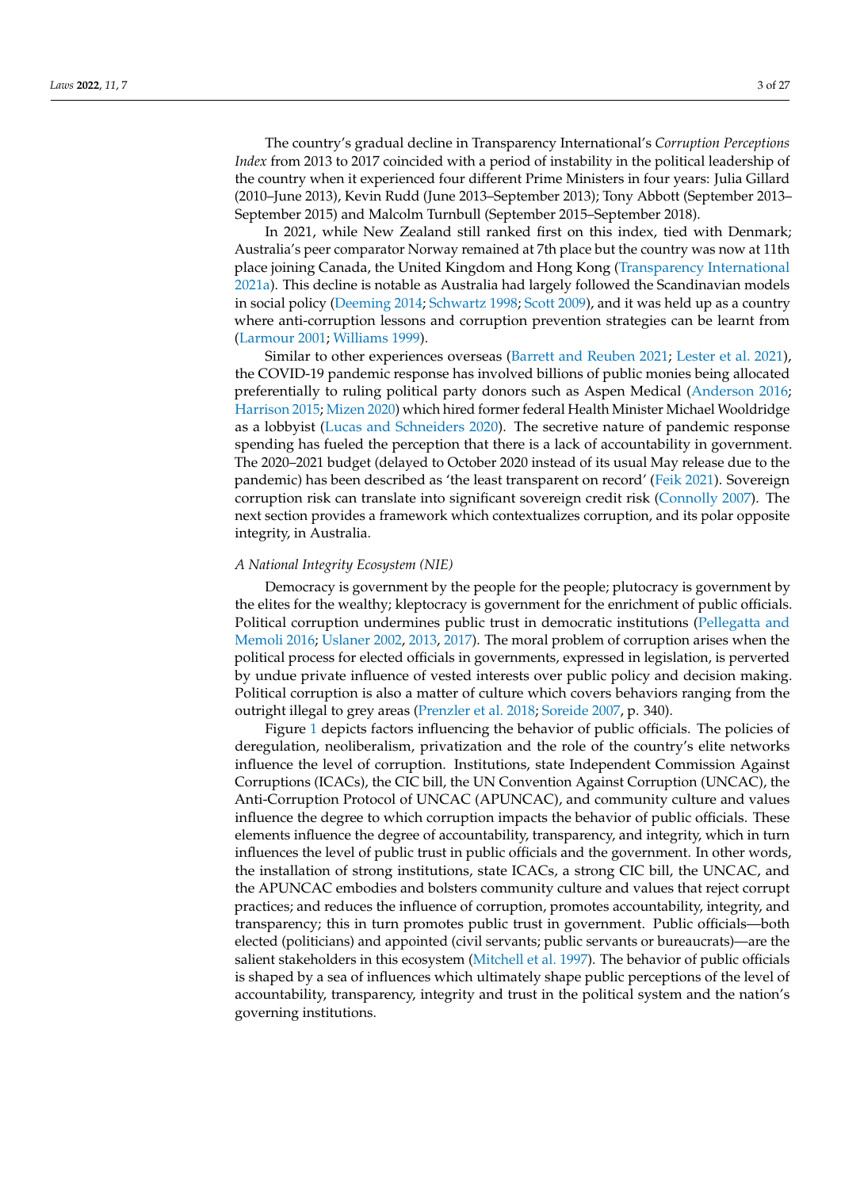The country's gradual decline in Transparency International's *Corruption Perceptions Index* from 2013 to 2017 coincided with a period of instability in the political leadership of the country when it experienced four different Prime Ministers in four years: Julia Gillard (2010–June 2013), Kevin Rudd (June 2013–September 2013); Tony Abbott (September 2013–September 2015) and Malcolm Turnbull (September 2015–September 2018).

In 2021, while New Zealand still ranked first on this index, tied with Denmark; Australia's peer comparator Norway remained at 7th place but the country was now at 11th place joining Canada, the United Kingdom and Hong Kong (Transparency International 2021a). This decline is notable as Australia had largely followed the Scandinavian models in social policy (Deeming 2014; Schwartz 1998; Scott 2009), and it was held up as a country where anti-corruption lessons and corruption prevention strategies can be learnt from (Larmour 2001; Williams 1999).

Similar to other experiences overseas (Barrett and Reuben 2021; Lester et al. 2021), the COVID-19 pandemic response has involved billions of public monies being allocated preferentially to ruling political party donors such as Aspen Medical (Anderson 2016; Harrison 2015; Mizen 2020) which hired former federal Health Minister Michael Wooldridge as a lobbyist (Lucas and Schneiders 2020). The secretive nature of pandemic response spending has fueled the perception that there is a lack of accountability in government. The 2020–2021 budget (delayed to October 2020 instead of its usual May release due to the pandemic) has been described as 'the least transparent on record' (Feik 2021). Sovereign corruption risk can translate into significant sovereign credit risk (Connolly 2007). The next section provides a framework which contextualizes corruption, and its polar opposite integrity, in Australia.

### *A National Integrity Ecosystem (NIE)*

Democracy is government by the people for the people; plutocracy is government by the elites for the wealthy; kleptocracy is government for the enrichment of public officials. Political corruption undermines public trust in democratic institutions (Pellegatta and Memoli 2016; Uslaner 2002, 2013, 2017). The moral problem of corruption arises when the political process for elected officials in governments, expressed in legislation, is perverted by undue private influence of vested interests over public policy and decision making. Political corruption is also a matter of culture which covers behaviors ranging from the outright illegal to grey areas (Prenzler et al. 2018; Soreide 2007, p. 340).

Figure 1 depicts factors influencing the behavior of public officials. The policies of deregulation, neoliberalism, privatization and the role of the country's elite networks influence the level of corruption. Institutions, state Independent Commission Against Corruptions (ICACs), the CIC bill, the UN Convention Against Corruption (UNCAC), the Anti-Corruption Protocol of UNCAC (APUNCAC), and community culture and values influence the degree to which corruption impacts the behavior of public officials. These elements influence the degree of accountability, transparency, and integrity, which in turn influences the level of public trust in public officials and the government. In other words, the installation of strong institutions, state ICACs, a strong CIC bill, the UNCAC, and the APUNCAC embodies and bolsters community culture and values that reject corrupt practices; and reduces the influence of corruption, promotes accountability, integrity, and transparency; this in turn promotes public trust in government. Public officials—both elected (politicians) and appointed (civil servants; public servants or bureaucrats)—are the salient stakeholders in this ecosystem (Mitchell et al. 1997). The behavior of public officials is shaped by a sea of influences which ultimately shape public perceptions of the level of accountability, transparency, integrity and trust in the political system and the nation's governing institutions.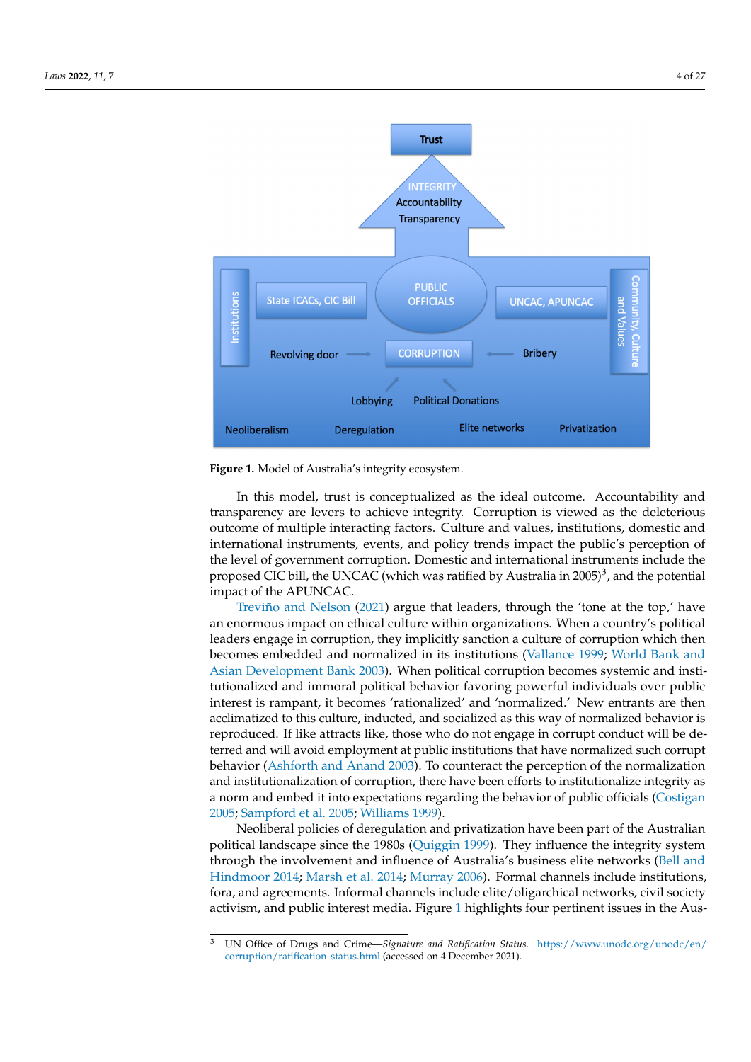**Figure 1.** Model of Australia's integrity ecosystem.

In this model, trust is conceptualized as the ideal outcome. Accountability and transparency are levers to achieve integrity. Corruption is viewed as the deleterious outcome of multiple interacting factors. Culture and values, institutions, domestic and international instruments, events, and policy trends impact the public's perception of the level of government corruption. Domestic and international instruments include the proposed CIC bill, the UNCAC (which was ratified by Australia in 2005)[3], and the potential impact of the APUNCAC.

Treviño and Nelson (2021) argue that leaders, through the 'tone at the top,' have an enormous impact on ethical culture within organizations. When a country's political leaders engage in corruption, they implicitly sanction a culture of corruption which then becomes embedded and normalized in its institutions (Vallance 1999; World Bank and Asian Development Bank 2003). When political corruption becomes systemic and institutionalized and immoral political behavior favoring powerful individuals over public interest is rampant, it becomes 'rationalized' and 'normalized.' New entrants are then acclimatized to this culture, inducted, and socialized as this way of normalized behavior is reproduced. If like attracts like, those who do not engage in corrupt conduct will be deterred and will avoid employment at public institutions that have normalized such corrupt behavior (Ashforth and Anand 2003). To counteract the perception of the normalization and institutionalization of corruption, there have been efforts to institutionalize integrity as a norm and embed it into expectations regarding the behavior of public officials (Costigan 2005; Sampford et al. 2005; Williams 1999).

Neoliberal policies of deregulation and privatization have been part of the Australian political landscape since the 1980s (Quiggin 1999). They influence the integrity system through the involvement and influence of Australia's business elite networks (Bell and Hindmoor 2014; Marsh et al. 2014; Murray 2006). Formal channels include institutions, fora, and agreements. Informal channels include elite/oligarchical networks, civil society activism, and public interest media. Figure 1 highlights four pertinent issues in the Aus-

[3] UN Office of Drugs and Crime—*Signature and Ratification Status*. https://www.unodc.org/unodc/en/corruption/ratification-status.html (accessed on 4 December 2021).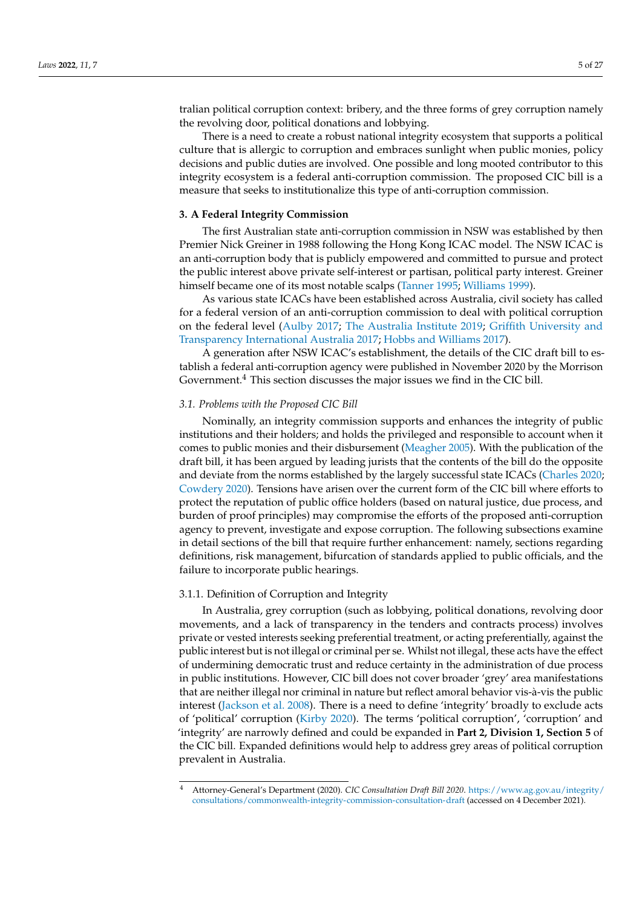tralian political corruption context: bribery, and the three forms of grey corruption namely the revolving door, political donations and lobbying.

There is a need to create a robust national integrity ecosystem that supports a political culture that is allergic to corruption and embraces sunlight when public monies, policy decisions and public duties are involved. One possible and long mooted contributor to this integrity ecosystem is a federal anti-corruption commission. The proposed CIC bill is a measure that seeks to institutionalize this type of anti-corruption commission.

## 3. A Federal Integrity Commission

The first Australian state anti-corruption commission in NSW was established by then Premier Nick Greiner in 1988 following the Hong Kong ICAC model. The NSW ICAC is an anti-corruption body that is publicly empowered and committed to pursue and protect the public interest above private self-interest or partisan, political party interest. Greiner himself became one of its most notable scalps (Tanner 1995; Williams 1999).

As various state ICACs have been established across Australia, civil society has called for a federal version of an anti-corruption commission to deal with political corruption on the federal level (Aulby 2017; The Australia Institute 2019; Griffith University and Transparency International Australia 2017; Hobbs and Williams 2017).

A generation after NSW ICAC's establishment, the details of the CIC draft bill to establish a federal anti-corruption agency were published in November 2020 by the Morrison Government.[4] This section discusses the major issues we find in the CIC bill.

### *3.1. Problems with the Proposed CIC Bill*

Nominally, an integrity commission supports and enhances the integrity of public institutions and their holders; and holds the privileged and responsible to account when it comes to public monies and their disbursement (Meagher 2005). With the publication of the draft bill, it has been argued by leading jurists that the contents of the bill do the opposite and deviate from the norms established by the largely successful state ICACs (Charles 2020; Cowdery 2020). Tensions have arisen over the current form of the CIC bill where efforts to protect the reputation of public office holders (based on natural justice, due process, and burden of proof principles) may compromise the efforts of the proposed anti-corruption agency to prevent, investigate and expose corruption. The following subsections examine in detail sections of the bill that require further enhancement: namely, sections regarding definitions, risk management, bifurcation of standards applied to public officials, and the failure to incorporate public hearings.

#### 3.1.1. Definition of Corruption and Integrity

In Australia, grey corruption (such as lobbying, political donations, revolving door movements, and a lack of transparency in the tenders and contracts process) involves private or vested interests seeking preferential treatment, or acting preferentially, against the public interest but is not illegal or criminal per se. Whilst not illegal, these acts have the effect of undermining democratic trust and reduce certainty in the administration of due process in public institutions. However, CIC bill does not cover broader 'grey' area manifestations that are neither illegal nor criminal in nature but reflect amoral behavior vis-à-vis the public interest (Jackson et al. 2008). There is a need to define 'integrity' broadly to exclude acts of 'political' corruption (Kirby 2020). The terms 'political corruption', 'corruption' and 'integrity' are narrowly defined and could be expanded in **Part 2, Division 1, Section 5** of the CIC bill. Expanded definitions would help to address grey areas of political corruption prevalent in Australia.

---

[4] Attorney-General's Department (2020). *CIC Consultation Draft Bill 2020*. https://www.ag.gov.au/integrity/consultations/commonwealth-integrity-commission-consultation-draft (accessed on 4 December 2021).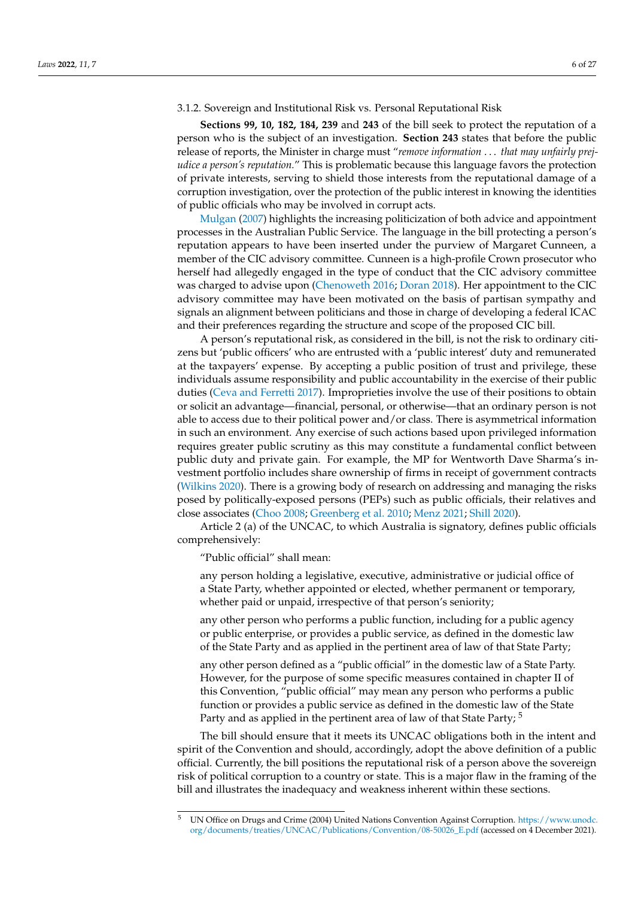#### 3.1.2. Sovereign and Institutional Risk vs. Personal Reputational Risk

**Sections 99, 10, 182, 184, 239** and **243** of the bill seek to protect the reputation of a person who is the subject of an investigation. **Section 243** states that before the public release of reports, the Minister in charge must "*remove information . . . that may unfairly prejudice a person's reputation*." This is problematic because this language favors the protection of private interests, serving to shield those interests from the reputational damage of a corruption investigation, over the protection of the public interest in knowing the identities of public officials who may be involved in corrupt acts.

Mulgan (2007) highlights the increasing politicization of both advice and appointment processes in the Australian Public Service. The language in the bill protecting a person's reputation appears to have been inserted under the purview of Margaret Cunneen, a member of the CIC advisory committee. Cunneen is a high-profile Crown prosecutor who herself had allegedly engaged in the type of conduct that the CIC advisory committee was charged to advise upon (Chenoweth 2016; Doran 2018). Her appointment to the CIC advisory committee may have been motivated on the basis of partisan sympathy and signals an alignment between politicians and those in charge of developing a federal ICAC and their preferences regarding the structure and scope of the proposed CIC bill.

A person's reputational risk, as considered in the bill, is not the risk to ordinary citizens but 'public officers' who are entrusted with a 'public interest' duty and remunerated at the taxpayers' expense. By accepting a public position of trust and privilege, these individuals assume responsibility and public accountability in the exercise of their public duties (Ceva and Ferretti 2017). Improprieties involve the use of their positions to obtain or solicit an advantage—financial, personal, or otherwise—that an ordinary person is not able to access due to their political power and/or class. There is asymmetrical information in such an environment. Any exercise of such actions based upon privileged information requires greater public scrutiny as this may constitute a fundamental conflict between public duty and private gain. For example, the MP for Wentworth Dave Sharma's investment portfolio includes share ownership of firms in receipt of government contracts (Wilkins 2020). There is a growing body of research on addressing and managing the risks posed by politically-exposed persons (PEPs) such as public officials, their relatives and close associates (Choo 2008; Greenberg et al. 2010; Menz 2021; Shill 2020).

Article 2 (a) of the UNCAC, to which Australia is signatory, defines public officials comprehensively:

> "Public official" shall mean:
>
> any person holding a legislative, executive, administrative or judicial office of a State Party, whether appointed or elected, whether permanent or temporary, whether paid or unpaid, irrespective of that person's seniority;
>
> any other person who performs a public function, including for a public agency or public enterprise, or provides a public service, as defined in the domestic law of the State Party and as applied in the pertinent area of law of that State Party;
>
> any other person defined as a "public official" in the domestic law of a State Party. However, for the purpose of some specific measures contained in chapter II of this Convention, "public official" may mean any person who performs a public function or provides a public service as defined in the domestic law of the State Party and as applied in the pertinent area of law of that State Party; [5]

The bill should ensure that it meets its UNCAC obligations both in the intent and spirit of the Convention and should, accordingly, adopt the above definition of a public official. Currently, the bill positions the reputational risk of a person above the sovereign risk of political corruption to a country or state. This is a major flaw in the framing of the bill and illustrates the inadequacy and weakness inherent within these sections.

---

[5] UN Office on Drugs and Crime (2004) United Nations Convention Against Corruption. https://www.unodc.org/documents/treaties/UNCAC/Publications/Convention/08-50026_E.pdf (accessed on 4 December 2021).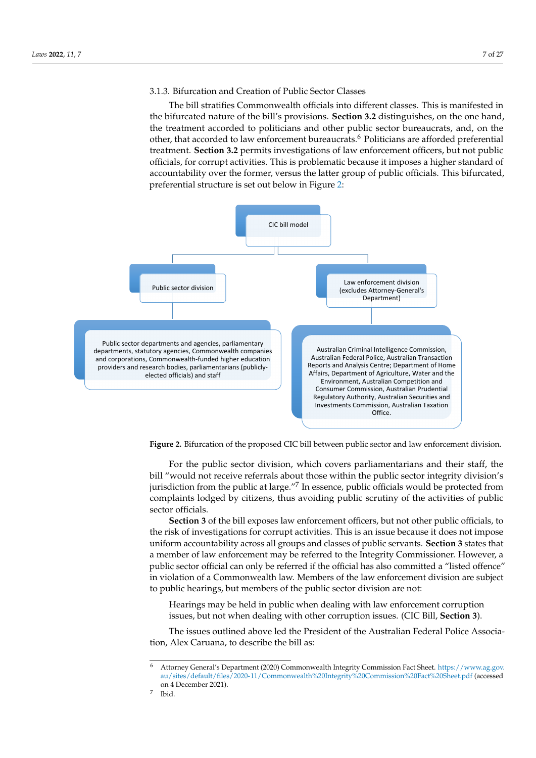### 3.1.3. Bifurcation and Creation of Public Sector Classes

The bill stratifies Commonwealth officials into different classes. This is manifested in the bifurcated nature of the bill's provisions. **Section 3.2** distinguishes, on the one hand, the treatment accorded to politicians and other public sector bureaucrats, and, on the other, that accorded to law enforcement bureaucrats.[6] Politicians are afforded preferential treatment. **Section 3.2** permits investigations of law enforcement officers, but not public officials, for corrupt activities. This is problematic because it imposes a higher standard of accountability over the former, versus the latter group of public officials. This bifurcated, preferential structure is set out below in Figure 2:

CIC bill model

Public sector division

Law enforcement division (excludes Attorney-General's Department)

Public sector departments and agencies, parliamentary departments, statutory agencies, Commonwealth companies and corporations, Commonwealth-funded higher education providers and research bodies, parliamentarians (publicly-elected officials) and staff

Australian Criminal Intelligence Commission, Australian Federal Police, Australian Transaction Reports and Analysis Centre; Department of Home Affairs, Department of Agriculture, Water and the Environment, Australian Competition and Consumer Commission, Australian Prudential Regulatory Authority, Australian Securities and Investments Commission, Australian Taxation Office.

**Figure 2.** Bifurcation of the proposed CIC bill between public sector and law enforcement division.

For the public sector division, which covers parliamentarians and their staff, the bill "would not receive referrals about those within the public sector integrity division's jurisdiction from the public at large."[7] In essence, public officials would be protected from complaints lodged by citizens, thus avoiding public scrutiny of the activities of public sector officials.

**Section 3** of the bill exposes law enforcement officers, but not other public officials, to the risk of investigations for corrupt activities. This is an issue because it does not impose uniform accountability across all groups and classes of public servants. **Section 3** states that a member of law enforcement may be referred to the Integrity Commissioner. However, a public sector official can only be referred if the official has also committed a "listed offence" in violation of a Commonwealth law. Members of the law enforcement division are subject to public hearings, but members of the public sector division are not:

> Hearings may be held in public when dealing with law enforcement corruption issues, but not when dealing with other corruption issues. (CIC Bill, **Section 3**).

The issues outlined above led the President of the Australian Federal Police Association, Alex Caruana, to describe the bill as:

---

[6] Attorney General's Department (2020) Commonwealth Integrity Commission Fact Sheet. https://www.ag.gov.au/sites/default/files/2020-11/Commonwealth%20Integrity%20Commission%20Fact%20Sheet.pdf (accessed on 4 December 2021).

[7] Ibid.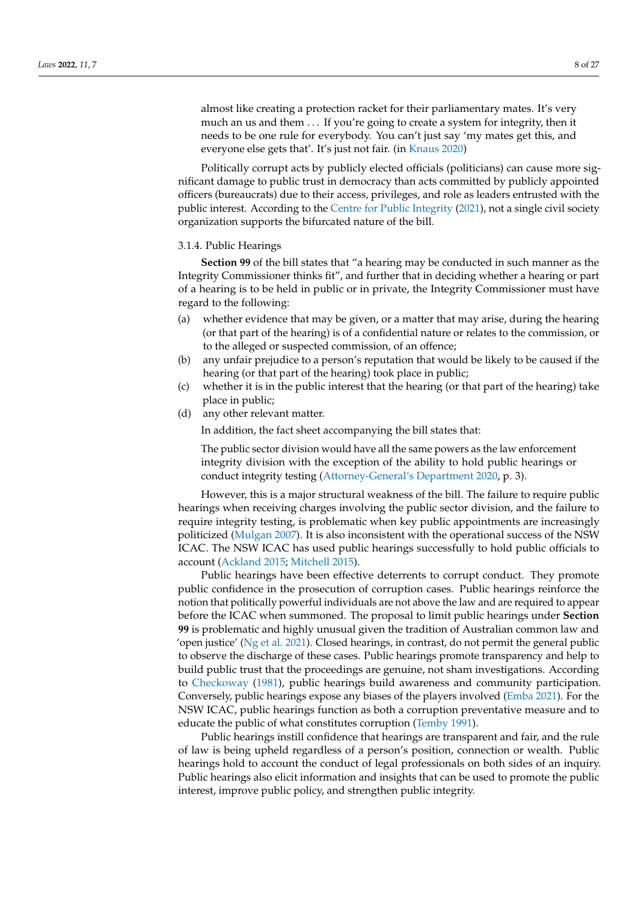> almost like creating a protection racket for their parliamentary mates. It's very much an us and them ... If you're going to create a system for integrity, then it needs to be one rule for everybody. You can't just say 'my mates get this, and everyone else gets that'. It's just not fair. (in Knaus 2020)

Politically corrupt acts by publicly elected officials (politicians) can cause more significant damage to public trust in democracy than acts committed by publicly appointed officers (bureaucrats) due to their access, privileges, and role as leaders entrusted with the public interest. According to the Centre for Public Integrity (2021), not a single civil society organization supports the bifurcated nature of the bill.

#### 3.1.4. Public Hearings

**Section 99** of the bill states that "a hearing may be conducted in such manner as the Integrity Commissioner thinks fit", and further that in deciding whether a hearing or part of a hearing is to be held in public or in private, the Integrity Commissioner must have regard to the following:

(a) whether evidence that may be given, or a matter that may arise, during the hearing (or that part of the hearing) is of a confidential nature or relates to the commission, or to the alleged or suspected commission, of an offence;
(b) any unfair prejudice to a person's reputation that would be likely to be caused if the hearing (or that part of the hearing) took place in public;
(c) whether it is in the public interest that the hearing (or that part of the hearing) take place in public;
(d) any other relevant matter.

In addition, the fact sheet accompanying the bill states that:

> The public sector division would have all the same powers as the law enforcement integrity division with the exception of the ability to hold public hearings or conduct integrity testing (Attorney-General's Department 2020, p. 3).

However, this is a major structural weakness of the bill. The failure to require public hearings when receiving charges involving the public sector division, and the failure to require integrity testing, is problematic when key public appointments are increasingly politicized (Mulgan 2007). It is also inconsistent with the operational success of the NSW ICAC. The NSW ICAC has used public hearings successfully to hold public officials to account (Ackland 2015; Mitchell 2015).

Public hearings have been effective deterrents to corrupt conduct. They promote public confidence in the prosecution of corruption cases. Public hearings reinforce the notion that politically powerful individuals are not above the law and are required to appear before the ICAC when summoned. The proposal to limit public hearings under **Section 99** is problematic and highly unusual given the tradition of Australian common law and 'open justice' (Ng et al. 2021). Closed hearings, in contrast, do not permit the general public to observe the discharge of these cases. Public hearings promote transparency and help to build public trust that the proceedings are genuine, not sham investigations. According to Checkoway (1981), public hearings build awareness and community participation. Conversely, public hearings expose any biases of the players involved (Emba 2021). For the NSW ICAC, public hearings function as both a corruption preventative measure and to educate the public of what constitutes corruption (Temby 1991).

Public hearings instill confidence that hearings are transparent and fair, and the rule of law is being upheld regardless of a person's position, connection or wealth. Public hearings hold to account the conduct of legal professionals on both sides of an inquiry. Public hearings also elicit information and insights that can be used to promote the public interest, improve public policy, and strengthen public integrity.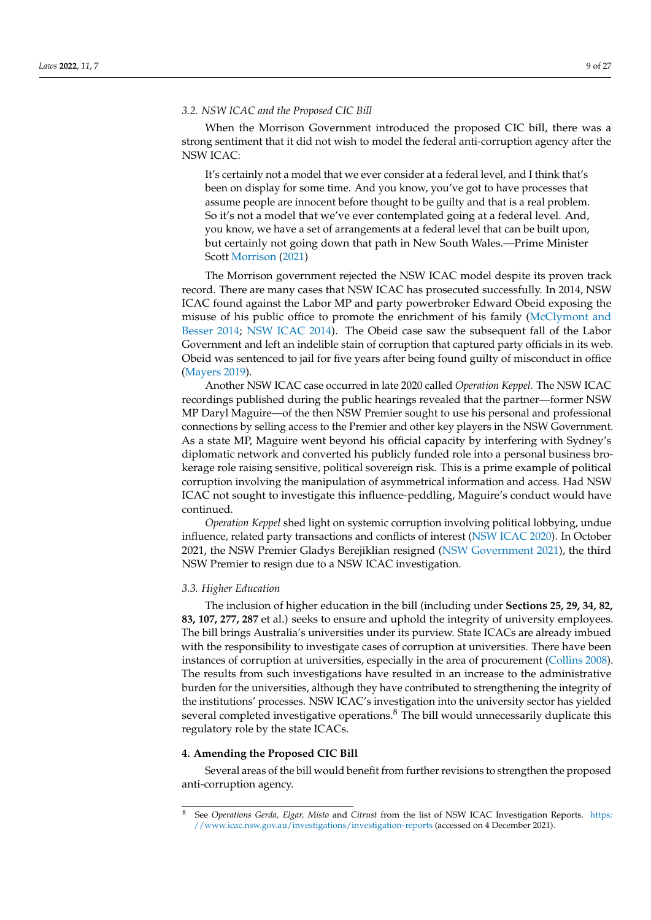### *3.2. NSW ICAC and the Proposed CIC Bill*

When the Morrison Government introduced the proposed CIC bill, there was a strong sentiment that it did not wish to model the federal anti-corruption agency after the NSW ICAC:

> It's certainly not a model that we ever consider at a federal level, and I think that's been on display for some time. And you know, you've got to have processes that assume people are innocent before thought to be guilty and that is a real problem. So it's not a model that we've ever contemplated going at a federal level. And, you know, we have a set of arrangements at a federal level that can be built upon, but certainly not going down that path in New South Wales.—Prime Minister Scott Morrison (2021)

The Morrison government rejected the NSW ICAC model despite its proven track record. There are many cases that NSW ICAC has prosecuted successfully. In 2014, NSW ICAC found against the Labor MP and party powerbroker Edward Obeid exposing the misuse of his public office to promote the enrichment of his family (McClymont and Besser 2014; NSW ICAC 2014). The Obeid case saw the subsequent fall of the Labor Government and left an indelible stain of corruption that captured party officials in its web. Obeid was sentenced to jail for five years after being found guilty of misconduct in office (Mayers 2019).

Another NSW ICAC case occurred in late 2020 called *Operation Keppel*. The NSW ICAC recordings published during the public hearings revealed that the partner—former NSW MP Daryl Maguire—of the then NSW Premier sought to use his personal and professional connections by selling access to the Premier and other key players in the NSW Government. As a state MP, Maguire went beyond his official capacity by interfering with Sydney's diplomatic network and converted his publicly funded role into a personal business brokerage role raising sensitive, political sovereign risk. This is a prime example of political corruption involving the manipulation of asymmetrical information and access. Had NSW ICAC not sought to investigate this influence-peddling, Maguire's conduct would have continued.

*Operation Keppel* shed light on systemic corruption involving political lobbying, undue influence, related party transactions and conflicts of interest (NSW ICAC 2020). In October 2021, the NSW Premier Gladys Berejiklian resigned (NSW Government 2021), the third NSW Premier to resign due to a NSW ICAC investigation.

### *3.3. Higher Education*

The inclusion of higher education in the bill (including under **Sections 25, 29, 34, 82, 83, 107, 277, 287** et al.) seeks to ensure and uphold the integrity of university employees. The bill brings Australia's universities under its purview. State ICACs are already imbued with the responsibility to investigate cases of corruption at universities. There have been instances of corruption at universities, especially in the area of procurement (Collins 2008). The results from such investigations have resulted in an increase to the administrative burden for the universities, although they have contributed to strengthening the integrity of the institutions' processes. NSW ICAC's investigation into the university sector has yielded several completed investigative operations.[8] The bill would unnecessarily duplicate this regulatory role by the state ICACs.

## **4. Amending the Proposed CIC Bill**

Several areas of the bill would benefit from further revisions to strengthen the proposed anti-corruption agency.

---

[8] See *Operations Gerda, Elgar, Misto* and *Citrust* from the list of NSW ICAC Investigation Reports. https://www.icac.nsw.gov.au/investigations/investigation-reports (accessed on 4 December 2021).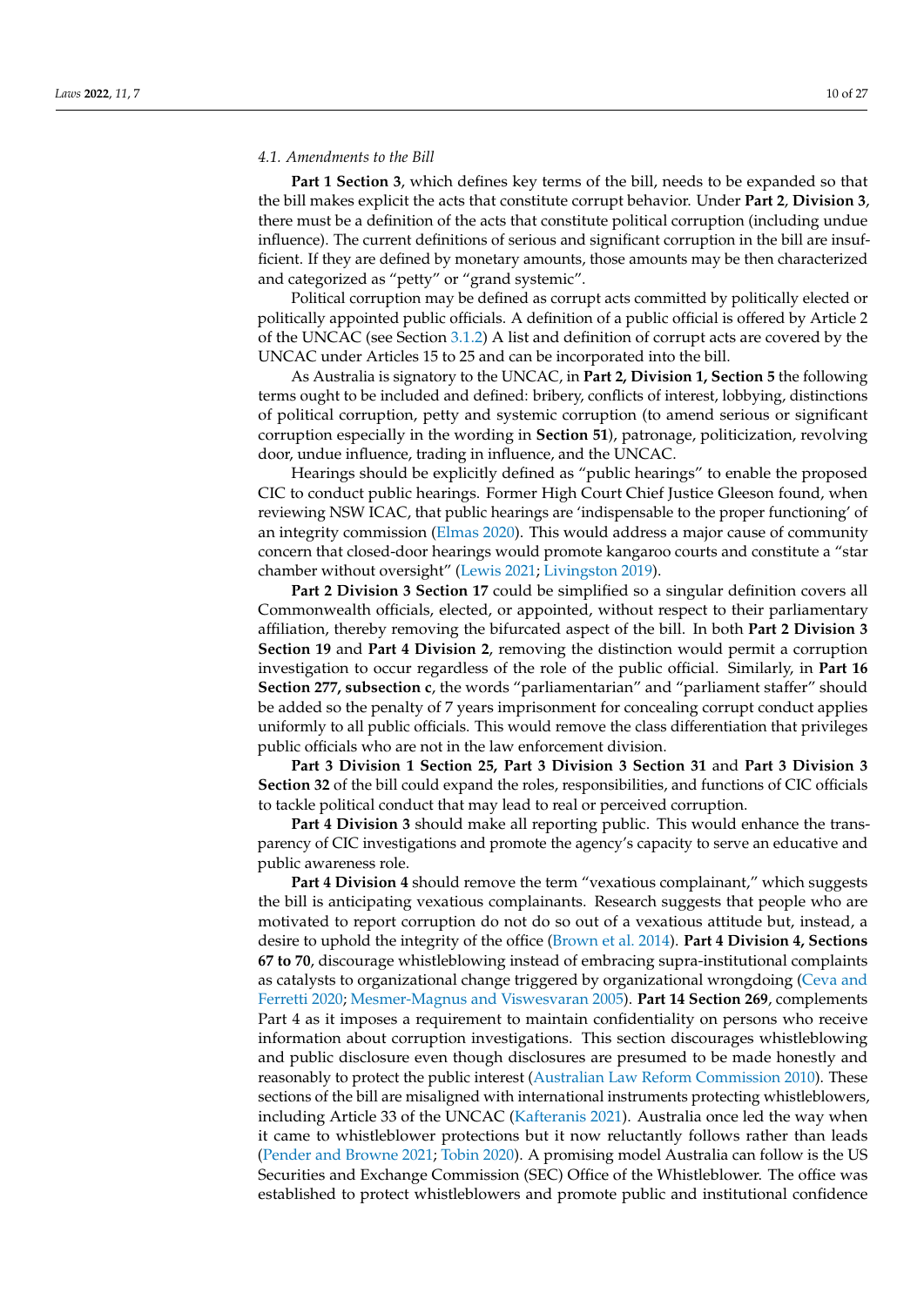### *4.1. Amendments to the Bill*

**Part 1 Section 3**, which defines key terms of the bill, needs to be expanded so that the bill makes explicit the acts that constitute corrupt behavior. Under **Part 2**, **Division 3**, there must be a definition of the acts that constitute political corruption (including undue influence). The current definitions of serious and significant corruption in the bill are insufficient. If they are defined by monetary amounts, those amounts may be then characterized and categorized as "petty" or "grand systemic".

Political corruption may be defined as corrupt acts committed by politically elected or politically appointed public officials. A definition of a public official is offered by Article 2 of the UNCAC (see Section 3.1.2) A list and definition of corrupt acts are covered by the UNCAC under Articles 15 to 25 and can be incorporated into the bill.

As Australia is signatory to the UNCAC, in **Part 2, Division 1, Section 5** the following terms ought to be included and defined: bribery, conflicts of interest, lobbying, distinctions of political corruption, petty and systemic corruption (to amend serious or significant corruption especially in the wording in **Section 51**), patronage, politicization, revolving door, undue influence, trading in influence, and the UNCAC.

Hearings should be explicitly defined as "public hearings" to enable the proposed CIC to conduct public hearings. Former High Court Chief Justice Gleeson found, when reviewing NSW ICAC, that public hearings are 'indispensable to the proper functioning' of an integrity commission (Elmas 2020). This would address a major cause of community concern that closed-door hearings would promote kangaroo courts and constitute a "star chamber without oversight" (Lewis 2021; Livingston 2019).

**Part 2 Division 3 Section 17** could be simplified so a singular definition covers all Commonwealth officials, elected, or appointed, without respect to their parliamentary affiliation, thereby removing the bifurcated aspect of the bill. In both **Part 2 Division 3 Section 19** and **Part 4 Division 2**, removing the distinction would permit a corruption investigation to occur regardless of the role of the public official. Similarly, in **Part 16 Section 277, subsection c**, the words "parliamentarian" and "parliament staffer" should be added so the penalty of 7 years imprisonment for concealing corrupt conduct applies uniformly to all public officials. This would remove the class differentiation that privileges public officials who are not in the law enforcement division.

**Part 3 Division 1 Section 25, Part 3 Division 3 Section 31** and **Part 3 Division 3 Section 32** of the bill could expand the roles, responsibilities, and functions of CIC officials to tackle political conduct that may lead to real or perceived corruption.

**Part 4 Division 3** should make all reporting public. This would enhance the transparency of CIC investigations and promote the agency's capacity to serve an educative and public awareness role.

**Part 4 Division 4** should remove the term "vexatious complainant," which suggests the bill is anticipating vexatious complainants. Research suggests that people who are motivated to report corruption do not do so out of a vexatious attitude but, instead, a desire to uphold the integrity of the office (Brown et al. 2014). **Part 4 Division 4, Sections 67 to 70**, discourage whistleblowing instead of embracing supra-institutional complaints as catalysts to organizational change triggered by organizational wrongdoing (Ceva and Ferretti 2020; Mesmer-Magnus and Viswesvaran 2005). **Part 14 Section 269**, complements Part 4 as it imposes a requirement to maintain confidentiality on persons who receive information about corruption investigations. This section discourages whistleblowing and public disclosure even though disclosures are presumed to be made honestly and reasonably to protect the public interest (Australian Law Reform Commission 2010). These sections of the bill are misaligned with international instruments protecting whistleblowers, including Article 33 of the UNCAC (Kafteranis 2021). Australia once led the way when it came to whistleblower protections but it now reluctantly follows rather than leads (Pender and Browne 2021; Tobin 2020). A promising model Australia can follow is the US Securities and Exchange Commission (SEC) Office of the Whistleblower. The office was established to protect whistleblowers and promote public and institutional confidence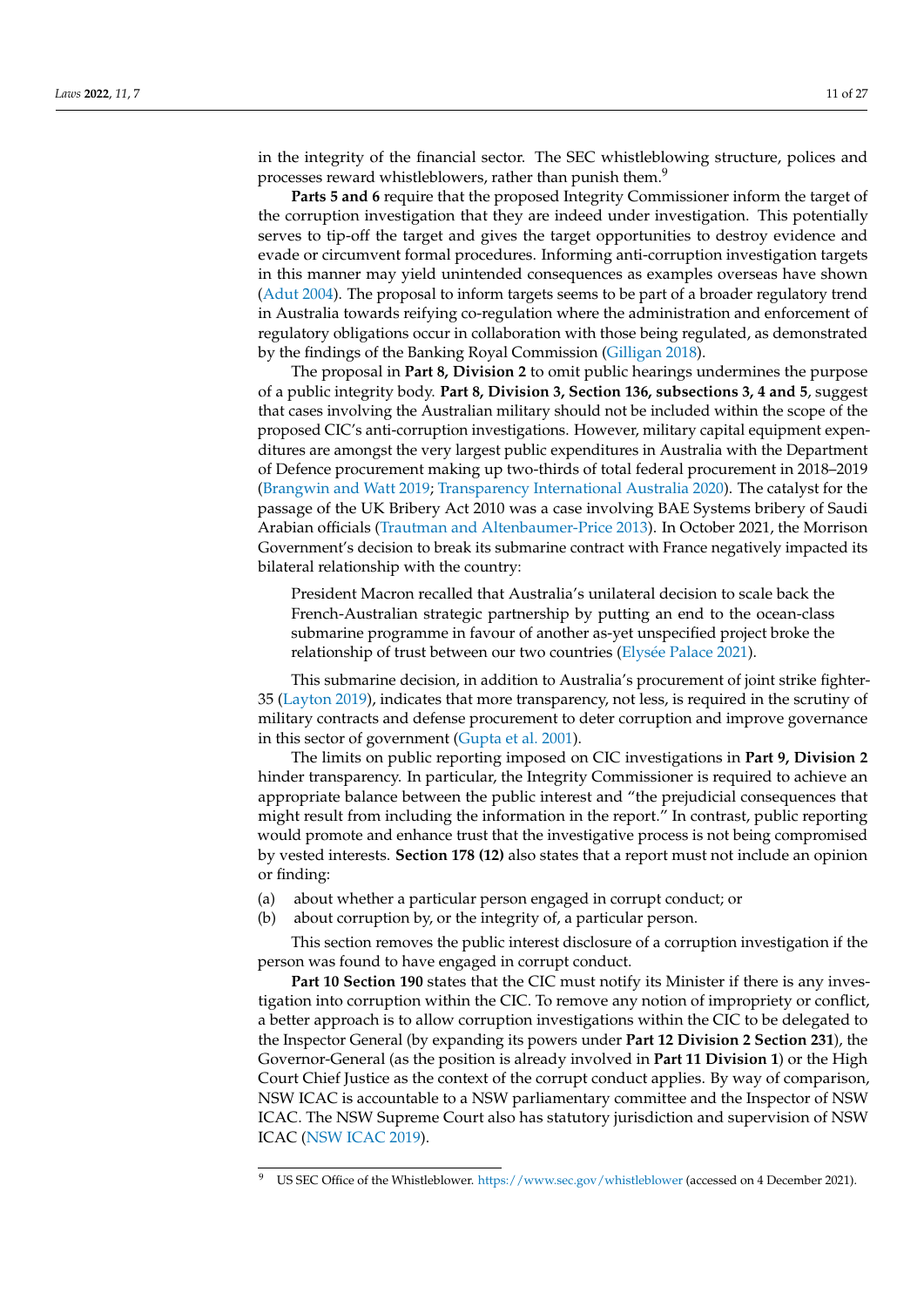in the integrity of the financial sector. The SEC whistleblowing structure, polices and processes reward whistleblowers, rather than punish them.[9]

**Parts 5 and 6** require that the proposed Integrity Commissioner inform the target of the corruption investigation that they are indeed under investigation. This potentially serves to tip-off the target and gives the target opportunities to destroy evidence and evade or circumvent formal procedures. Informing anti-corruption investigation targets in this manner may yield unintended consequences as examples overseas have shown (Adut 2004). The proposal to inform targets seems to be part of a broader regulatory trend in Australia towards reifying co-regulation where the administration and enforcement of regulatory obligations occur in collaboration with those being regulated, as demonstrated by the findings of the Banking Royal Commission (Gilligan 2018).

The proposal in **Part 8, Division 2** to omit public hearings undermines the purpose of a public integrity body. **Part 8, Division 3, Section 136, subsections 3, 4 and 5**, suggest that cases involving the Australian military should not be included within the scope of the proposed CIC's anti-corruption investigations. However, military capital equipment expenditures are amongst the very largest public expenditures in Australia with the Department of Defence procurement making up two-thirds of total federal procurement in 2018–2019 (Brangwin and Watt 2019; Transparency International Australia 2020). The catalyst for the passage of the UK Bribery Act 2010 was a case involving BAE Systems bribery of Saudi Arabian officials (Trautman and Altenbaumer-Price 2013). In October 2021, the Morrison Government's decision to break its submarine contract with France negatively impacted its bilateral relationship with the country:

> President Macron recalled that Australia's unilateral decision to scale back the French-Australian strategic partnership by putting an end to the ocean-class submarine programme in favour of another as-yet unspecified project broke the relationship of trust between our two countries (Elysée Palace 2021).

This submarine decision, in addition to Australia's procurement of joint strike fighter-35 (Layton 2019), indicates that more transparency, not less, is required in the scrutiny of military contracts and defense procurement to deter corruption and improve governance in this sector of government (Gupta et al. 2001).

The limits on public reporting imposed on CIC investigations in **Part 9, Division 2** hinder transparency. In particular, the Integrity Commissioner is required to achieve an appropriate balance between the public interest and "the prejudicial consequences that might result from including the information in the report." In contrast, public reporting would promote and enhance trust that the investigative process is not being compromised by vested interests. **Section 178 (12)** also states that a report must not include an opinion or finding:

(a) about whether a particular person engaged in corrupt conduct; or
(b) about corruption by, or the integrity of, a particular person.

This section removes the public interest disclosure of a corruption investigation if the person was found to have engaged in corrupt conduct.

**Part 10 Section 190** states that the CIC must notify its Minister if there is any investigation into corruption within the CIC. To remove any notion of impropriety or conflict, a better approach is to allow corruption investigations within the CIC to be delegated to the Inspector General (by expanding its powers under **Part 12 Division 2 Section 231**), the Governor-General (as the position is already involved in **Part 11 Division 1**) or the High Court Chief Justice as the context of the corrupt conduct applies. By way of comparison, NSW ICAC is accountable to a NSW parliamentary committee and the Inspector of NSW ICAC. The NSW Supreme Court also has statutory jurisdiction and supervision of NSW ICAC (NSW ICAC 2019).

---

[9] US SEC Office of the Whistleblower. https://www.sec.gov/whistleblower (accessed on 4 December 2021).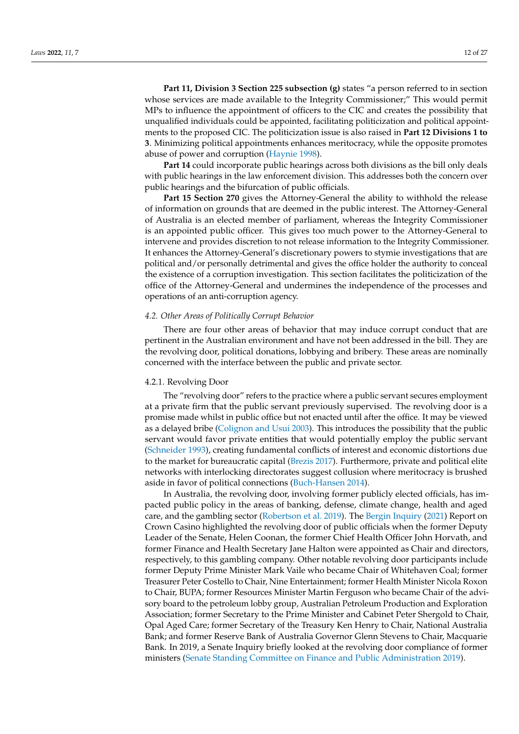**Part 11, Division 3 Section 225 subsection (g)** states "a person referred to in section whose services are made available to the Integrity Commissioner;" This would permit MPs to influence the appointment of officers to the CIC and creates the possibility that unqualified individuals could be appointed, facilitating politicization and political appointments to the proposed CIC. The politicization issue is also raised in **Part 12 Divisions 1 to 3**. Minimizing political appointments enhances meritocracy, while the opposite promotes abuse of power and corruption (Haynie 1998).

**Part 14** could incorporate public hearings across both divisions as the bill only deals with public hearings in the law enforcement division. This addresses both the concern over public hearings and the bifurcation of public officials.

**Part 15 Section 270** gives the Attorney-General the ability to withhold the release of information on grounds that are deemed in the public interest. The Attorney-General of Australia is an elected member of parliament, whereas the Integrity Commissioner is an appointed public officer. This gives too much power to the Attorney-General to intervene and provides discretion to not release information to the Integrity Commissioner. It enhances the Attorney-General's discretionary powers to stymie investigations that are political and/or personally detrimental and gives the office holder the authority to conceal the existence of a corruption investigation. This section facilitates the politicization of the office of the Attorney-General and undermines the independence of the processes and operations of an anti-corruption agency.

### *4.2. Other Areas of Politically Corrupt Behavior*

There are four other areas of behavior that may induce corrupt conduct that are pertinent in the Australian environment and have not been addressed in the bill. They are the revolving door, political donations, lobbying and bribery. These areas are nominally concerned with the interface between the public and private sector.

#### 4.2.1. Revolving Door

The "revolving door" refers to the practice where a public servant secures employment at a private firm that the public servant previously supervised. The revolving door is a promise made whilst in public office but not enacted until after the office. It may be viewed as a delayed bribe (Colignon and Usui 2003). This introduces the possibility that the public servant would favor private entities that would potentially employ the public servant (Schneider 1993), creating fundamental conflicts of interest and economic distortions due to the market for bureaucratic capital (Brezis 2017). Furthermore, private and political elite networks with interlocking directorates suggest collusion where meritocracy is brushed aside in favor of political connections (Buch-Hansen 2014).

In Australia, the revolving door, involving former publicly elected officials, has impacted public policy in the areas of banking, defense, climate change, health and aged care, and the gambling sector (Robertson et al. 2019). The Bergin Inquiry (2021) Report on Crown Casino highlighted the revolving door of public officials when the former Deputy Leader of the Senate, Helen Coonan, the former Chief Health Officer John Horvath, and former Finance and Health Secretary Jane Halton were appointed as Chair and directors, respectively, to this gambling company. Other notable revolving door participants include former Deputy Prime Minister Mark Vaile who became Chair of Whitehaven Coal; former Treasurer Peter Costello to Chair, Nine Entertainment; former Health Minister Nicola Roxon to Chair, BUPA; former Resources Minister Martin Ferguson who became Chair of the advisory board to the petroleum lobby group, Australian Petroleum Production and Exploration Association; former Secretary to the Prime Minister and Cabinet Peter Shergold to Chair, Opal Aged Care; former Secretary of the Treasury Ken Henry to Chair, National Australia Bank; and former Reserve Bank of Australia Governor Glenn Stevens to Chair, Macquarie Bank. In 2019, a Senate Inquiry briefly looked at the revolving door compliance of former ministers (Senate Standing Committee on Finance and Public Administration 2019).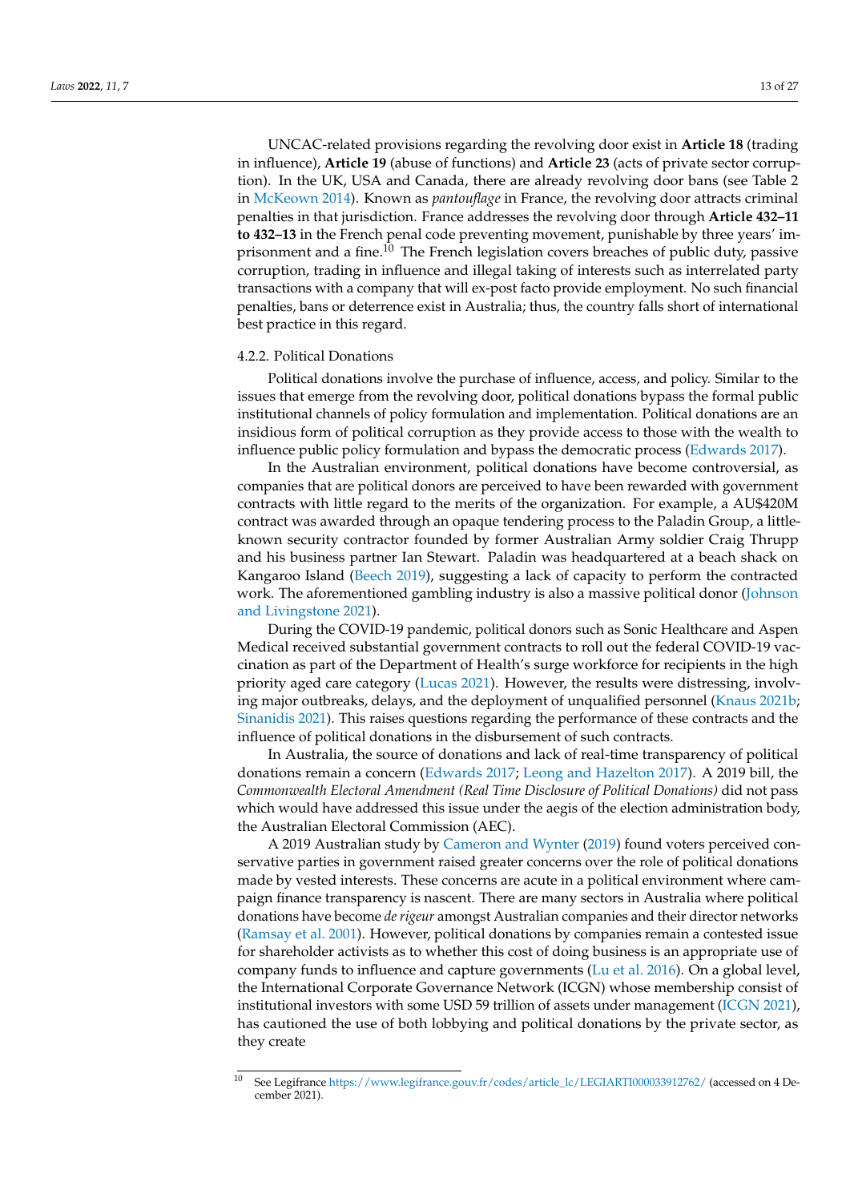UNCAC-related provisions regarding the revolving door exist in **Article 18** (trading in influence), **Article 19** (abuse of functions) and **Article 23** (acts of private sector corruption). In the UK, USA and Canada, there are already revolving door bans (see Table 2 in McKeown 2014). Known as *pantouflage* in France, the revolving door attracts criminal penalties in that jurisdiction. France addresses the revolving door through **Article 432–11 to 432–13** in the French penal code preventing movement, punishable by three years' imprisonment and a fine.[10] The French legislation covers breaches of public duty, passive corruption, trading in influence and illegal taking of interests such as interrelated party transactions with a company that will ex-post facto provide employment. No such financial penalties, bans or deterrence exist in Australia; thus, the country falls short of international best practice in this regard.

#### 4.2.2. Political Donations

Political donations involve the purchase of influence, access, and policy. Similar to the issues that emerge from the revolving door, political donations bypass the formal public institutional channels of policy formulation and implementation. Political donations are an insidious form of political corruption as they provide access to those with the wealth to influence public policy formulation and bypass the democratic process (Edwards 2017).

In the Australian environment, political donations have become controversial, as companies that are political donors are perceived to have been rewarded with government contracts with little regard to the merits of the organization. For example, a AU$420M contract was awarded through an opaque tendering process to the Paladin Group, a little-known security contractor founded by former Australian Army soldier Craig Thrupp and his business partner Ian Stewart. Paladin was headquartered at a beach shack on Kangaroo Island (Beech 2019), suggesting a lack of capacity to perform the contracted work. The aforementioned gambling industry is also a massive political donor (Johnson and Livingstone 2021).

During the COVID-19 pandemic, political donors such as Sonic Healthcare and Aspen Medical received substantial government contracts to roll out the federal COVID-19 vaccination as part of the Department of Health's surge workforce for recipients in the high priority aged care category (Lucas 2021). However, the results were distressing, involving major outbreaks, delays, and the deployment of unqualified personnel (Knaus 2021b; Sinanidis 2021). This raises questions regarding the performance of these contracts and the influence of political donations in the disbursement of such contracts.

In Australia, the source of donations and lack of real-time transparency of political donations remain a concern (Edwards 2017; Leong and Hazelton 2017). A 2019 bill, the *Commonwealth Electoral Amendment (Real Time Disclosure of Political Donations)* did not pass which would have addressed this issue under the aegis of the election administration body, the Australian Electoral Commission (AEC).

A 2019 Australian study by Cameron and Wynter (2019) found voters perceived conservative parties in government raised greater concerns over the role of political donations made by vested interests. These concerns are acute in a political environment where campaign finance transparency is nascent. There are many sectors in Australia where political donations have become *de rigeur* amongst Australian companies and their director networks (Ramsay et al. 2001). However, political donations by companies remain a contested issue for shareholder activists as to whether this cost of doing business is an appropriate use of company funds to influence and capture governments (Lu et al. 2016). On a global level, the International Corporate Governance Network (ICGN) whose membership consist of institutional investors with some USD 59 trillion of assets under management (ICGN 2021), has cautioned the use of both lobbying and political donations by the private sector, as they create

[10] See Legifrance https://www.legifrance.gouv.fr/codes/article_lc/LEGIARTI000033912762/ (accessed on 4 December 2021).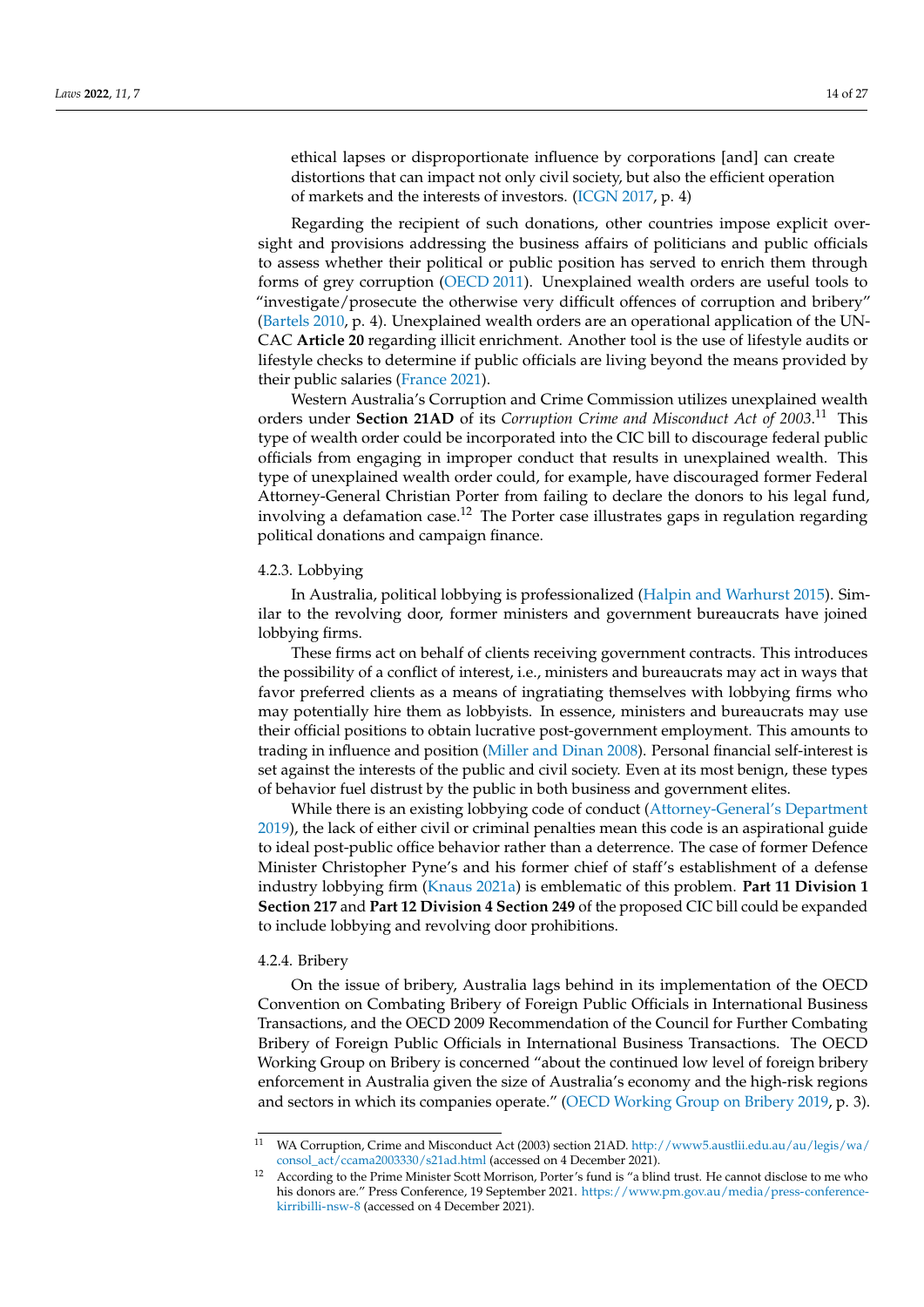ethical lapses or disproportionate influence by corporations [and] can create distortions that can impact not only civil society, but also the efficient operation of markets and the interests of investors. (ICGN 2017, p. 4)

Regarding the recipient of such donations, other countries impose explicit oversight and provisions addressing the business affairs of politicians and public officials to assess whether their political or public position has served to enrich them through forms of grey corruption (OECD 2011). Unexplained wealth orders are useful tools to "investigate/prosecute the otherwise very difficult offences of corruption and bribery" (Bartels 2010, p. 4). Unexplained wealth orders are an operational application of the UNCAC **Article 20** regarding illicit enrichment. Another tool is the use of lifestyle audits or lifestyle checks to determine if public officials are living beyond the means provided by their public salaries (France 2021).

Western Australia's Corruption and Crime Commission utilizes unexplained wealth orders under **Section 21AD** of its *Corruption Crime and Misconduct Act of 2003*.[11] This type of wealth order could be incorporated into the CIC bill to discourage federal public officials from engaging in improper conduct that results in unexplained wealth. This type of unexplained wealth order could, for example, have discouraged former Federal Attorney-General Christian Porter from failing to declare the donors to his legal fund, involving a defamation case.[12] The Porter case illustrates gaps in regulation regarding political donations and campaign finance.

#### 4.2.3. Lobbying

In Australia, political lobbying is professionalized (Halpin and Warhurst 2015). Similar to the revolving door, former ministers and government bureaucrats have joined lobbying firms.

These firms act on behalf of clients receiving government contracts. This introduces the possibility of a conflict of interest, i.e., ministers and bureaucrats may act in ways that favor preferred clients as a means of ingratiating themselves with lobbying firms who may potentially hire them as lobbyists. In essence, ministers and bureaucrats may use their official positions to obtain lucrative post-government employment. This amounts to trading in influence and position (Miller and Dinan 2008). Personal financial self-interest is set against the interests of the public and civil society. Even at its most benign, these types of behavior fuel distrust by the public in both business and government elites.

While there is an existing lobbying code of conduct (Attorney-General's Department 2019), the lack of either civil or criminal penalties mean this code is an aspirational guide to ideal post-public office behavior rather than a deterrence. The case of former Defence Minister Christopher Pyne's and his former chief of staff's establishment of a defense industry lobbying firm (Knaus 2021a) is emblematic of this problem. **Part 11 Division 1 Section 217** and **Part 12 Division 4 Section 249** of the proposed CIC bill could be expanded to include lobbying and revolving door prohibitions.

#### 4.2.4. Bribery

On the issue of bribery, Australia lags behind in its implementation of the OECD Convention on Combating Bribery of Foreign Public Officials in International Business Transactions, and the OECD 2009 Recommendation of the Council for Further Combating Bribery of Foreign Public Officials in International Business Transactions. The OECD Working Group on Bribery is concerned "about the continued low level of foreign bribery enforcement in Australia given the size of Australia's economy and the high-risk regions and sectors in which its companies operate." (OECD Working Group on Bribery 2019, p. 3).

---

[11] WA Corruption, Crime and Misconduct Act (2003) section 21AD. http://www5.austlii.edu.au/au/legis/wa/consol_act/ccama2003330/s21ad.html (accessed on 4 December 2021).

[12] According to the Prime Minister Scott Morrison, Porter's fund is "a blind trust. He cannot disclose to me who his donors are." Press Conference, 19 September 2021. https://www.pm.gov.au/media/press-conference-kirribilli-nsw-8 (accessed on 4 December 2021).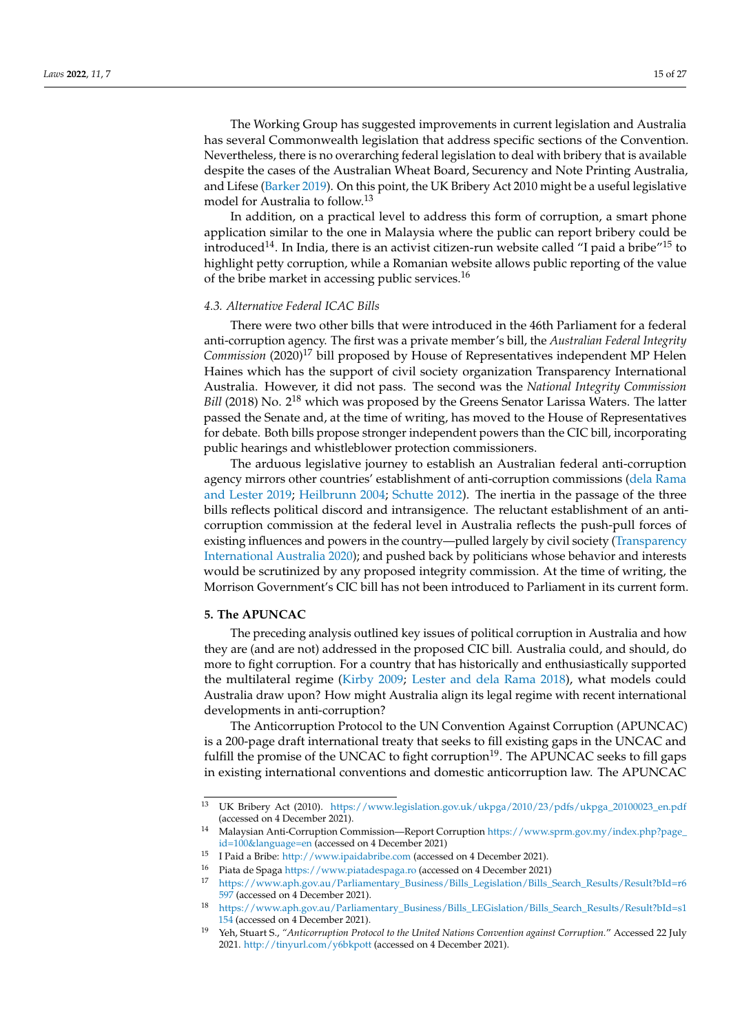The Working Group has suggested improvements in current legislation and Australia has several Commonwealth legislation that address specific sections of the Convention. Nevertheless, there is no overarching federal legislation to deal with bribery that is available despite the cases of the Australian Wheat Board, Securency and Note Printing Australia, and Lifese (Barker 2019). On this point, the UK Bribery Act 2010 might be a useful legislative model for Australia to follow.[13]

In addition, on a practical level to address this form of corruption, a smart phone application similar to the one in Malaysia where the public can report bribery could be introduced[14]. In India, there is an activist citizen-run website called "I paid a bribe"[15] to highlight petty corruption, while a Romanian website allows public reporting of the value of the bribe market in accessing public services.[16]

### *4.3. Alternative Federal ICAC Bills*

There were two other bills that were introduced in the 46th Parliament for a federal anti-corruption agency. The first was a private member's bill, the *Australian Federal Integrity Commission* (2020)[17] bill proposed by House of Representatives independent MP Helen Haines which has the support of civil society organization Transparency International Australia. However, it did not pass. The second was the *National Integrity Commission Bill* (2018) No. 2[18] which was proposed by the Greens Senator Larissa Waters. The latter passed the Senate and, at the time of writing, has moved to the House of Representatives for debate. Both bills propose stronger independent powers than the CIC bill, incorporating public hearings and whistleblower protection commissioners.

The arduous legislative journey to establish an Australian federal anti-corruption agency mirrors other countries' establishment of anti-corruption commissions (dela Rama and Lester 2019; Heilbrunn 2004; Schutte 2012). The inertia in the passage of the three bills reflects political discord and intransigence. The reluctant establishment of an anti-corruption commission at the federal level in Australia reflects the push-pull forces of existing influences and powers in the country—pulled largely by civil society (Transparency International Australia 2020); and pushed back by politicians whose behavior and interests would be scrutinized by any proposed integrity commission. At the time of writing, the Morrison Government's CIC bill has not been introduced to Parliament in its current form.

## **5. The APUNCAC**

The preceding analysis outlined key issues of political corruption in Australia and how they are (and are not) addressed in the proposed CIC bill. Australia could, and should, do more to fight corruption. For a country that has historically and enthusiastically supported the multilateral regime (Kirby 2009; Lester and dela Rama 2018), what models could Australia draw upon? How might Australia align its legal regime with recent international developments in anti-corruption?

The Anticorruption Protocol to the UN Convention Against Corruption (APUNCAC) is a 200-page draft international treaty that seeks to fill existing gaps in the UNCAC and fulfill the promise of the UNCAC to fight corruption[19]. The APUNCAC seeks to fill gaps in existing international conventions and domestic anticorruption law. The APUNCAC

---

[13] UK Bribery Act (2010). https://www.legislation.gov.uk/ukpga/2010/23/pdfs/ukpga_20100023_en.pdf (accessed on 4 December 2021).

[14] Malaysian Anti-Corruption Commission—Report Corruption https://www.sprm.gov.my/index.php?page_id=100&language=en (accessed on 4 December 2021)

[15] I Paid a Bribe: http://www.ipaidabribe.com (accessed on 4 December 2021).

[16] Piata de Spaga https://www.piatadespaga.ro (accessed on 4 December 2021)

[17] https://www.aph.gov.au/Parliamentary_Business/Bills_Legislation/Bills_Search_Results/Result?bId=r6597 (accessed on 4 December 2021).

[18] https://www.aph.gov.au/Parliamentary_Business/Bills_LEGislation/Bills_Search_Results/Result?bId=s1154 (accessed on 4 December 2021).

[19] Yeh, Stuart S., "*Anticorruption Protocol to the United Nations Convention against Corruption.*" Accessed 22 July 2021. http://tinyurl.com/y6bkpott (accessed on 4 December 2021).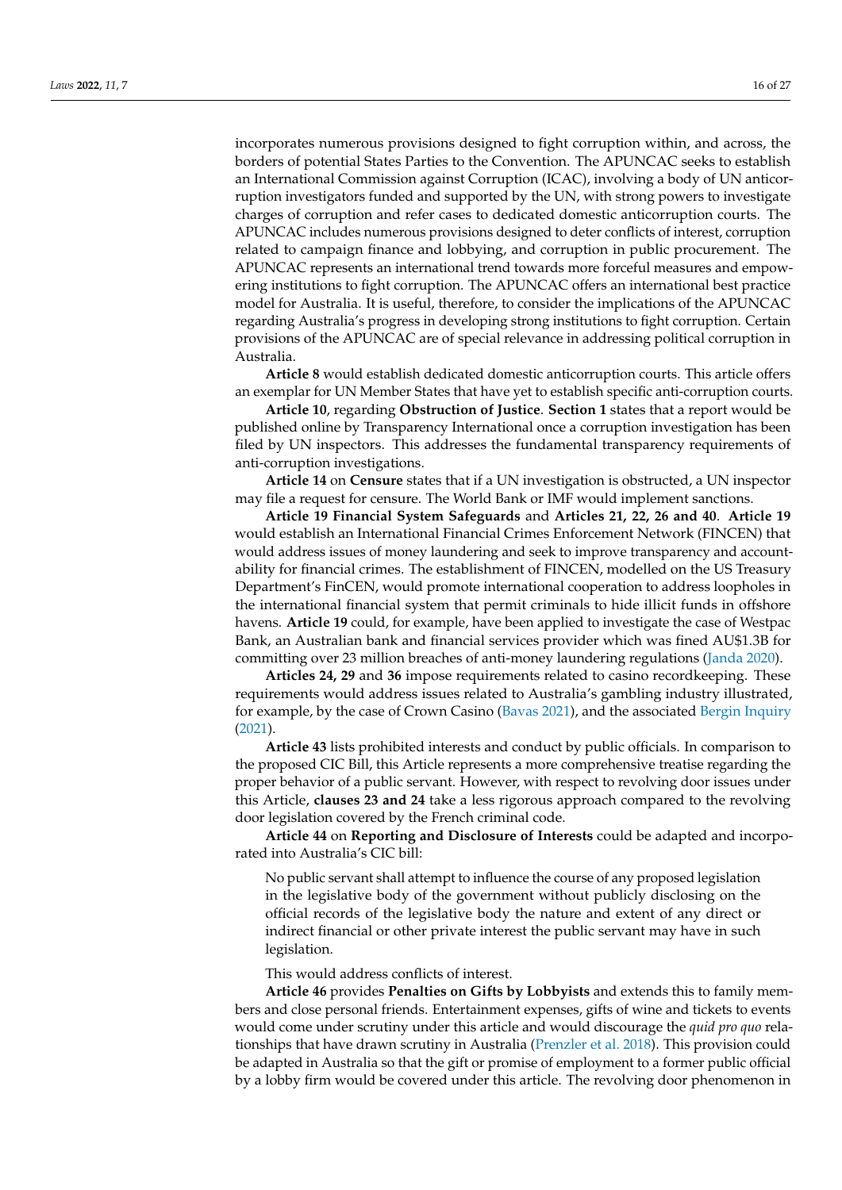incorporates numerous provisions designed to fight corruption within, and across, the borders of potential States Parties to the Convention. The APUNCAC seeks to establish an International Commission against Corruption (ICAC), involving a body of UN anticorruption investigators funded and supported by the UN, with strong powers to investigate charges of corruption and refer cases to dedicated domestic anticorruption courts. The APUNCAC includes numerous provisions designed to deter conflicts of interest, corruption related to campaign finance and lobbying, and corruption in public procurement. The APUNCAC represents an international trend towards more forceful measures and empowering institutions to fight corruption. The APUNCAC offers an international best practice model for Australia. It is useful, therefore, to consider the implications of the APUNCAC regarding Australia's progress in developing strong institutions to fight corruption. Certain provisions of the APUNCAC are of special relevance in addressing political corruption in Australia.

**Article 8** would establish dedicated domestic anticorruption courts. This article offers an exemplar for UN Member States that have yet to establish specific anti-corruption courts.

**Article 10**, regarding **Obstruction of Justice**. **Section 1** states that a report would be published online by Transparency International once a corruption investigation has been filed by UN inspectors. This addresses the fundamental transparency requirements of anti-corruption investigations.

**Article 14** on **Censure** states that if a UN investigation is obstructed, a UN inspector may file a request for censure. The World Bank or IMF would implement sanctions.

**Article 19 Financial System Safeguards** and **Articles 21, 22, 26 and 40**. **Article 19** would establish an International Financial Crimes Enforcement Network (FINCEN) that would address issues of money laundering and seek to improve transparency and accountability for financial crimes. The establishment of FINCEN, modelled on the US Treasury Department's FinCEN, would promote international cooperation to address loopholes in the international financial system that permit criminals to hide illicit funds in offshore havens. **Article 19** could, for example, have been applied to investigate the case of Westpac Bank, an Australian bank and financial services provider which was fined AU$1.3B for committing over 23 million breaches of anti-money laundering regulations (Janda 2020).

**Articles 24, 29** and **36** impose requirements related to casino recordkeeping. These requirements would address issues related to Australia's gambling industry illustrated, for example, by the case of Crown Casino (Bavas 2021), and the associated Bergin Inquiry (2021).

**Article 43** lists prohibited interests and conduct by public officials. In comparison to the proposed CIC Bill, this Article represents a more comprehensive treatise regarding the proper behavior of a public servant. However, with respect to revolving door issues under this Article, **clauses 23 and 24** take a less rigorous approach compared to the revolving door legislation covered by the French criminal code.

**Article 44** on **Reporting and Disclosure of Interests** could be adapted and incorporated into Australia's CIC bill:

> No public servant shall attempt to influence the course of any proposed legislation in the legislative body of the government without publicly disclosing on the official records of the legislative body the nature and extent of any direct or indirect financial or other private interest the public servant may have in such legislation.

This would address conflicts of interest.

**Article 46** provides **Penalties on Gifts by Lobbyists** and extends this to family members and close personal friends. Entertainment expenses, gifts of wine and tickets to events would come under scrutiny under this article and would discourage the *quid pro quo* relationships that have drawn scrutiny in Australia (Prenzler et al. 2018). This provision could be adapted in Australia so that the gift or promise of employment to a former public official by a lobby firm would be covered under this article. The revolving door phenomenon in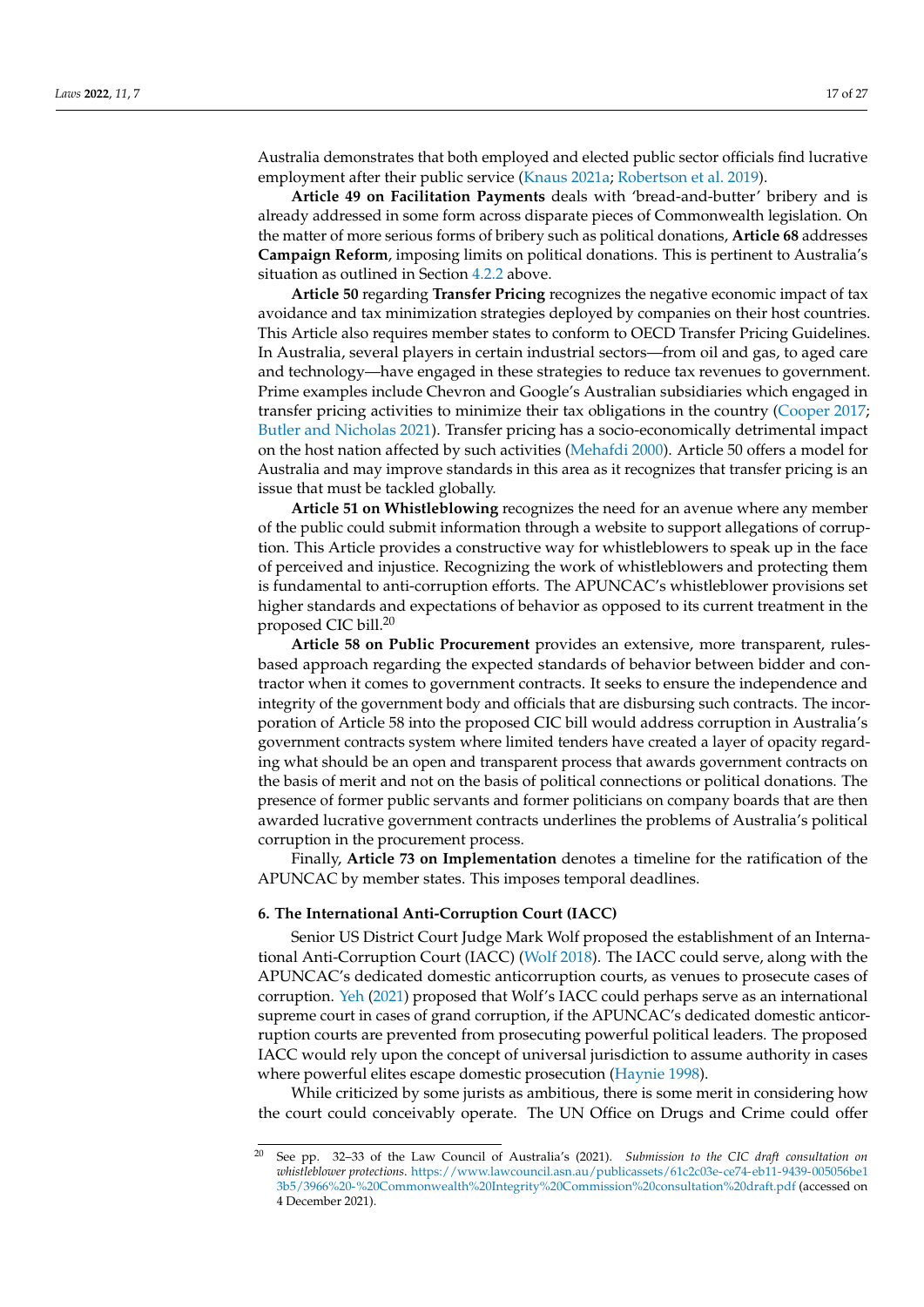Australia demonstrates that both employed and elected public sector officials find lucrative employment after their public service (Knaus 2021a; Robertson et al. 2019).

**Article 49 on Facilitation Payments** deals with 'bread-and-butter' bribery and is already addressed in some form across disparate pieces of Commonwealth legislation. On the matter of more serious forms of bribery such as political donations, **Article 68** addresses **Campaign Reform**, imposing limits on political donations. This is pertinent to Australia's situation as outlined in Section 4.2.2 above.

**Article 50** regarding **Transfer Pricing** recognizes the negative economic impact of tax avoidance and tax minimization strategies deployed by companies on their host countries. This Article also requires member states to conform to OECD Transfer Pricing Guidelines. In Australia, several players in certain industrial sectors—from oil and gas, to aged care and technology—have engaged in these strategies to reduce tax revenues to government. Prime examples include Chevron and Google's Australian subsidiaries which engaged in transfer pricing activities to minimize their tax obligations in the country (Cooper 2017; Butler and Nicholas 2021). Transfer pricing has a socio-economically detrimental impact on the host nation affected by such activities (Mehafdi 2000). Article 50 offers a model for Australia and may improve standards in this area as it recognizes that transfer pricing is an issue that must be tackled globally.

**Article 51 on Whistleblowing** recognizes the need for an avenue where any member of the public could submit information through a website to support allegations of corruption. This Article provides a constructive way for whistleblowers to speak up in the face of perceived and injustice. Recognizing the work of whistleblowers and protecting them is fundamental to anti-corruption efforts. The APUNCAC's whistleblower provisions set higher standards and expectations of behavior as opposed to its current treatment in the proposed CIC bill.[20]

**Article 58 on Public Procurement** provides an extensive, more transparent, rules-based approach regarding the expected standards of behavior between bidder and contractor when it comes to government contracts. It seeks to ensure the independence and integrity of the government body and officials that are disbursing such contracts. The incorporation of Article 58 into the proposed CIC bill would address corruption in Australia's government contracts system where limited tenders have created a layer of opacity regarding what should be an open and transparent process that awards government contracts on the basis of merit and not on the basis of political connections or political donations. The presence of former public servants and former politicians on company boards that are then awarded lucrative government contracts underlines the problems of Australia's political corruption in the procurement process.

Finally, **Article 73 on Implementation** denotes a timeline for the ratification of the APUNCAC by member states. This imposes temporal deadlines.

## 6. The International Anti-Corruption Court (IACC)

Senior US District Court Judge Mark Wolf proposed the establishment of an International Anti-Corruption Court (IACC) (Wolf 2018). The IACC could serve, along with the APUNCAC's dedicated domestic anticorruption courts, as venues to prosecute cases of corruption. Yeh (2021) proposed that Wolf's IACC could perhaps serve as an international supreme court in cases of grand corruption, if the APUNCAC's dedicated domestic anticorruption courts are prevented from prosecuting powerful political leaders. The proposed IACC would rely upon the concept of universal jurisdiction to assume authority in cases where powerful elites escape domestic prosecution (Haynie 1998).

While criticized by some jurists as ambitious, there is some merit in considering how the court could conceivably operate. The UN Office on Drugs and Crime could offer

---

[20] See pp. 32–33 of the Law Council of Australia's (2021). *Submission to the CIC draft consultation on whistleblower protections*. https://www.lawcouncil.asn.au/publicassets/61c2c03e-ce74-eb11-9439-005056be13b5/3966%20-%20Commonwealth%20Integrity%20Commission%20consultation%20draft.pdf (accessed on 4 December 2021).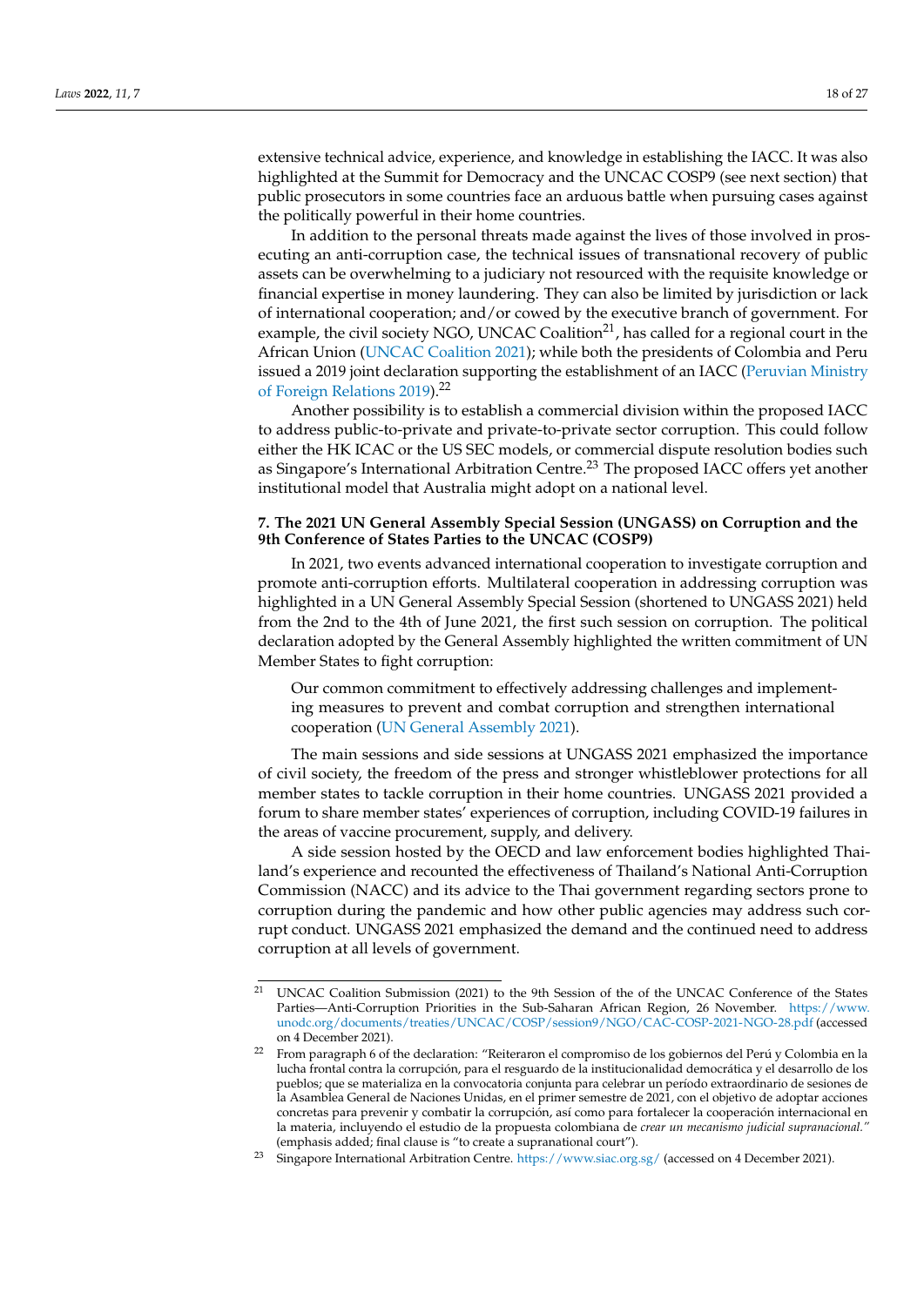extensive technical advice, experience, and knowledge in establishing the IACC. It was also highlighted at the Summit for Democracy and the UNCAC COSP9 (see next section) that public prosecutors in some countries face an arduous battle when pursuing cases against the politically powerful in their home countries.

In addition to the personal threats made against the lives of those involved in prosecuting an anti-corruption case, the technical issues of transnational recovery of public assets can be overwhelming to a judiciary not resourced with the requisite knowledge or financial expertise in money laundering. They can also be limited by jurisdiction or lack of international cooperation; and/or cowed by the executive branch of government. For example, the civil society NGO, UNCAC Coalition[21], has called for a regional court in the African Union (UNCAC Coalition 2021); while both the presidents of Colombia and Peru issued a 2019 joint declaration supporting the establishment of an IACC (Peruvian Ministry of Foreign Relations 2019).[22]

Another possibility is to establish a commercial division within the proposed IACC to address public-to-private and private-to-private sector corruption. This could follow either the HK ICAC or the US SEC models, or commercial dispute resolution bodies such as Singapore's International Arbitration Centre.[23] The proposed IACC offers yet another institutional model that Australia might adopt on a national level.

## 7. The 2021 UN General Assembly Special Session (UNGASS) on Corruption and the 9th Conference of States Parties to the UNCAC (COSP9)

In 2021, two events advanced international cooperation to investigate corruption and promote anti-corruption efforts. Multilateral cooperation in addressing corruption was highlighted in a UN General Assembly Special Session (shortened to UNGASS 2021) held from the 2nd to the 4th of June 2021, the first such session on corruption. The political declaration adopted by the General Assembly highlighted the written commitment of UN Member States to fight corruption:

> Our common commitment to effectively addressing challenges and implementing measures to prevent and combat corruption and strengthen international cooperation (UN General Assembly 2021).

The main sessions and side sessions at UNGASS 2021 emphasized the importance of civil society, the freedom of the press and stronger whistleblower protections for all member states to tackle corruption in their home countries. UNGASS 2021 provided a forum to share member states' experiences of corruption, including COVID-19 failures in the areas of vaccine procurement, supply, and delivery.

A side session hosted by the OECD and law enforcement bodies highlighted Thailand's experience and recounted the effectiveness of Thailand's National Anti-Corruption Commission (NACC) and its advice to the Thai government regarding sectors prone to corruption during the pandemic and how other public agencies may address such corrupt conduct. UNGASS 2021 emphasized the demand and the continued need to address corruption at all levels of government.

---

[21] UNCAC Coalition Submission (2021) to the 9th Session of the of the UNCAC Conference of the States Parties—Anti-Corruption Priorities in the Sub-Saharan African Region, 26 November. https://www.unodc.org/documents/treaties/UNCAC/COSP/session9/NGO/CAC-COSP-2021-NGO-28.pdf (accessed on 4 December 2021).

[22] From paragraph 6 of the declaration: "Reiteraron el compromiso de los gobiernos del Perú y Colombia en la lucha frontal contra la corrupción, para el resguardo de la institucionalidad democrática y el desarrollo de los pueblos; que se materializa en la convocatoria conjunta para celebrar un período extraordinario de sesiones de la Asamblea General de Naciones Unidas, en el primer semestre de 2021, con el objetivo de adoptar acciones concretas para prevenir y combatir la corrupción, así como para fortalecer la cooperación internacional en la materia, incluyendo el estudio de la propuesta colombiana de *crear un mecanismo judicial supranacional*." (emphasis added; final clause is "to create a supranational court").

[23] Singapore International Arbitration Centre. https://www.siac.org.sg/ (accessed on 4 December 2021).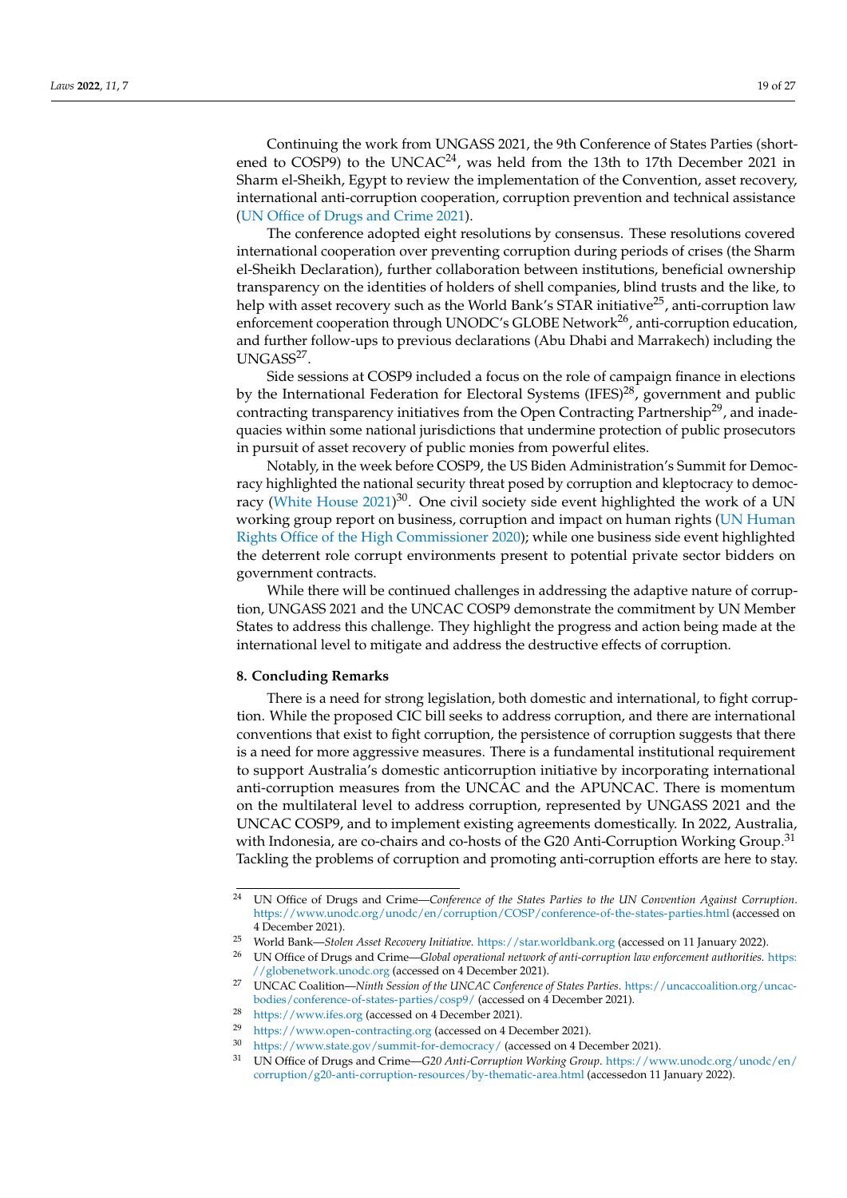Continuing the work from UNGASS 2021, the 9th Conference of States Parties (shortened to COSP9) to the UNCAC[24], was held from the 13th to 17th December 2021 in Sharm el-Sheikh, Egypt to review the implementation of the Convention, asset recovery, international anti-corruption cooperation, corruption prevention and technical assistance (UN Office of Drugs and Crime 2021).

The conference adopted eight resolutions by consensus. These resolutions covered international cooperation over preventing corruption during periods of crises (the Sharm el-Sheikh Declaration), further collaboration between institutions, beneficial ownership transparency on the identities of holders of shell companies, blind trusts and the like, to help with asset recovery such as the World Bank's STAR initiative[25], anti-corruption law enforcement cooperation through UNODC's GLOBE Network[26], anti-corruption education, and further follow-ups to previous declarations (Abu Dhabi and Marrakech) including the UNGASS[27].

Side sessions at COSP9 included a focus on the role of campaign finance in elections by the International Federation for Electoral Systems (IFES)[28], government and public contracting transparency initiatives from the Open Contracting Partnership[29], and inadequacies within some national jurisdictions that undermine protection of public prosecutors in pursuit of asset recovery of public monies from powerful elites.

Notably, in the week before COSP9, the US Biden Administration's Summit for Democracy highlighted the national security threat posed by corruption and kleptocracy to democracy (White House 2021)[30]. One civil society side event highlighted the work of a UN working group report on business, corruption and impact on human rights (UN Human Rights Office of the High Commissioner 2020); while one business side event highlighted the deterrent role corrupt environments present to potential private sector bidders on government contracts.

While there will be continued challenges in addressing the adaptive nature of corruption, UNGASS 2021 and the UNCAC COSP9 demonstrate the commitment by UN Member States to address this challenge. They highlight the progress and action being made at the international level to mitigate and address the destructive effects of corruption.

## 8. Concluding Remarks

There is a need for strong legislation, both domestic and international, to fight corruption. While the proposed CIC bill seeks to address corruption, and there are international conventions that exist to fight corruption, the persistence of corruption suggests that there is a need for more aggressive measures. There is a fundamental institutional requirement to support Australia's domestic anticorruption initiative by incorporating international anti-corruption measures from the UNCAC and the APUNCAC. There is momentum on the multilateral level to address corruption, represented by UNGASS 2021 and the UNCAC COSP9, and to implement existing agreements domestically. In 2022, Australia, with Indonesia, are co-chairs and co-hosts of the G20 Anti-Corruption Working Group.[31] Tackling the problems of corruption and promoting anti-corruption efforts are here to stay.

---

[24] UN Office of Drugs and Crime—*Conference of the States Parties to the UN Convention Against Corruption*. https://www.unodc.org/unodc/en/corruption/COSP/conference-of-the-states-parties.html (accessed on 4 December 2021).

[25] World Bank—*Stolen Asset Recovery Initiative*. https://star.worldbank.org (accessed on 11 January 2022).

[26] UN Office of Drugs and Crime—*Global operational network of anti-corruption law enforcement authorities*. https://globenetwork.unodc.org (accessed on 4 December 2021).

[27] UNCAC Coalition—*Ninth Session of the UNCAC Conference of States Parties*. https://uncaccoalition.org/uncac-bodies/conference-of-states-parties/cosp9/ (accessed on 4 December 2021).

[28] https://www.ifes.org (accessed on 4 December 2021).

[29] https://www.open-contracting.org (accessed on 4 December 2021).

[30] https://www.state.gov/summit-for-democracy/ (accessed on 4 December 2021).

[31] UN Office of Drugs and Crime—*G20 Anti-Corruption Working Group*. https://www.unodc.org/unodc/en/corruption/g20-anti-corruption-resources/by-thematic-area.html (accessedon 11 January 2022).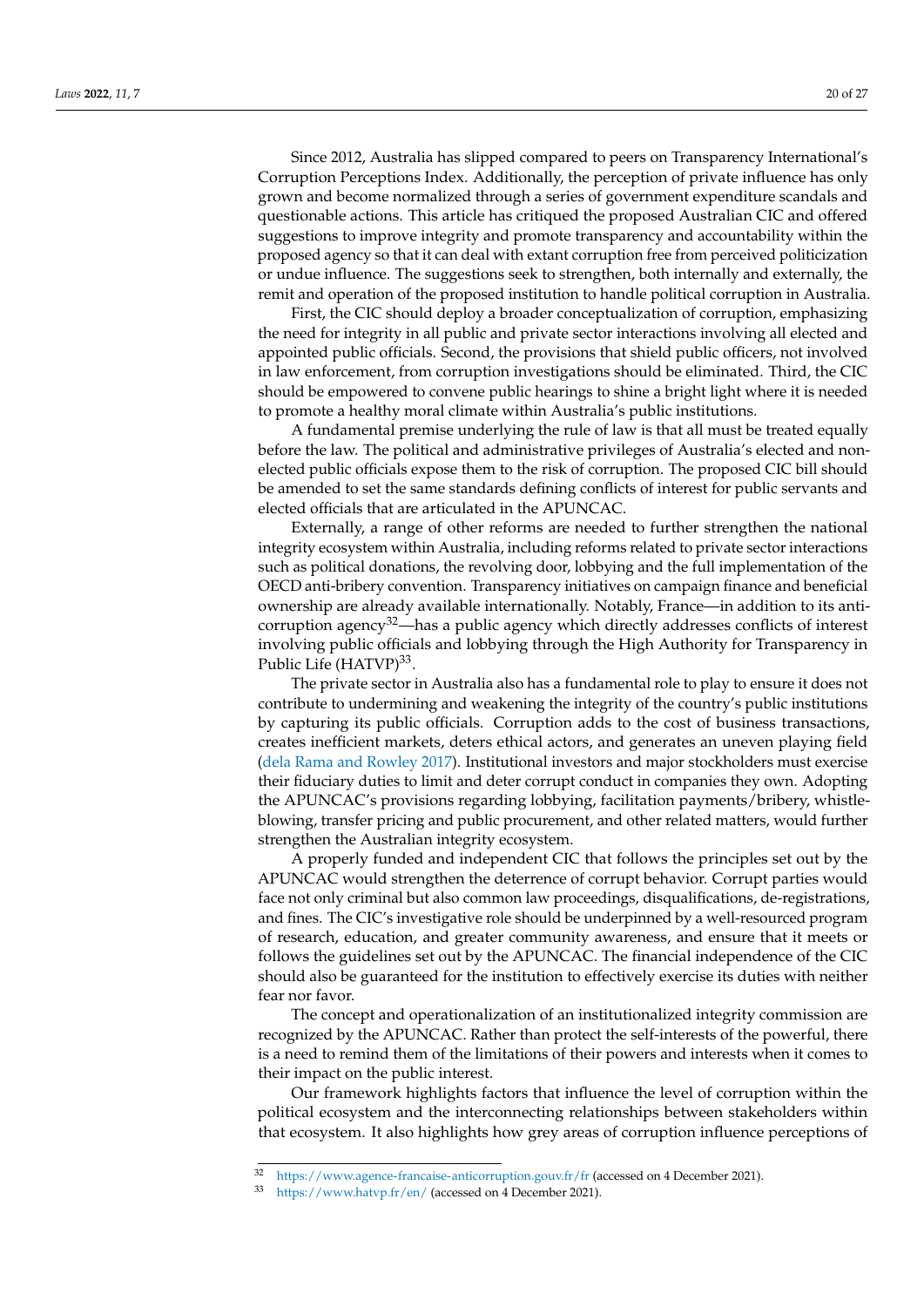Since 2012, Australia has slipped compared to peers on Transparency International's Corruption Perceptions Index. Additionally, the perception of private influence has only grown and become normalized through a series of government expenditure scandals and questionable actions. This article has critiqued the proposed Australian CIC and offered suggestions to improve integrity and promote transparency and accountability within the proposed agency so that it can deal with extant corruption free from perceived politicization or undue influence. The suggestions seek to strengthen, both internally and externally, the remit and operation of the proposed institution to handle political corruption in Australia.

First, the CIC should deploy a broader conceptualization of corruption, emphasizing the need for integrity in all public and private sector interactions involving all elected and appointed public officials. Second, the provisions that shield public officers, not involved in law enforcement, from corruption investigations should be eliminated. Third, the CIC should be empowered to convene public hearings to shine a bright light where it is needed to promote a healthy moral climate within Australia's public institutions.

A fundamental premise underlying the rule of law is that all must be treated equally before the law. The political and administrative privileges of Australia's elected and non-elected public officials expose them to the risk of corruption. The proposed CIC bill should be amended to set the same standards defining conflicts of interest for public servants and elected officials that are articulated in the APUNCAC.

Externally, a range of other reforms are needed to further strengthen the national integrity ecosystem within Australia, including reforms related to private sector interactions such as political donations, the revolving door, lobbying and the full implementation of the OECD anti-bribery convention. Transparency initiatives on campaign finance and beneficial ownership are already available internationally. Notably, France—in addition to its anti-corruption agency[32]—has a public agency which directly addresses conflicts of interest involving public officials and lobbying through the High Authority for Transparency in Public Life (HATVP)[33].

The private sector in Australia also has a fundamental role to play to ensure it does not contribute to undermining and weakening the integrity of the country's public institutions by capturing its public officials. Corruption adds to the cost of business transactions, creates inefficient markets, deters ethical actors, and generates an uneven playing field (dela Rama and Rowley 2017). Institutional investors and major stockholders must exercise their fiduciary duties to limit and deter corrupt conduct in companies they own. Adopting the APUNCAC's provisions regarding lobbying, facilitation payments/bribery, whistle-blowing, transfer pricing and public procurement, and other related matters, would further strengthen the Australian integrity ecosystem.

A properly funded and independent CIC that follows the principles set out by the APUNCAC would strengthen the deterrence of corrupt behavior. Corrupt parties would face not only criminal but also common law proceedings, disqualifications, de-registrations, and fines. The CIC's investigative role should be underpinned by a well-resourced program of research, education, and greater community awareness, and ensure that it meets or follows the guidelines set out by the APUNCAC. The financial independence of the CIC should also be guaranteed for the institution to effectively exercise its duties with neither fear nor favor.

The concept and operationalization of an institutionalized integrity commission are recognized by the APUNCAC. Rather than protect the self-interests of the powerful, there is a need to remind them of the limitations of their powers and interests when it comes to their impact on the public interest.

Our framework highlights factors that influence the level of corruption within the political ecosystem and the interconnecting relationships between stakeholders within that ecosystem. It also highlights how grey areas of corruption influence perceptions of

---

[32] https://www.agence-francaise-anticorruption.gouv.fr/fr (accessed on 4 December 2021).

[33] https://www.hatvp.fr/en/ (accessed on 4 December 2021).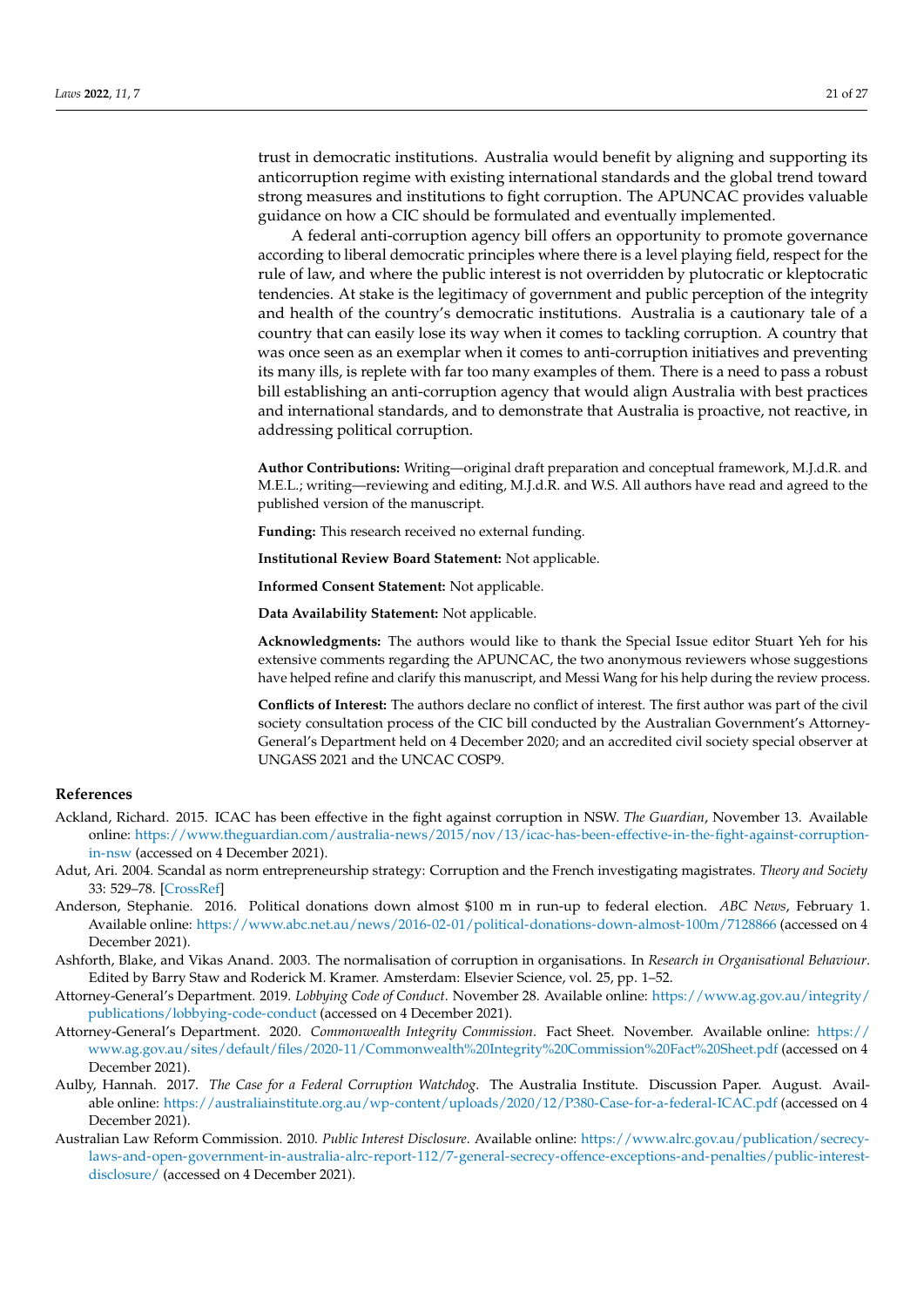trust in democratic institutions. Australia would benefit by aligning and supporting its anticorruption regime with existing international standards and the global trend toward strong measures and institutions to fight corruption. The APUNCAC provides valuable guidance on how a CIC should be formulated and eventually implemented.

A federal anti-corruption agency bill offers an opportunity to promote governance according to liberal democratic principles where there is a level playing field, respect for the rule of law, and where the public interest is not overridden by plutocratic or kleptocratic tendencies. At stake is the legitimacy of government and public perception of the integrity and health of the country's democratic institutions. Australia is a cautionary tale of a country that can easily lose its way when it comes to tackling corruption. A country that was once seen as an exemplar when it comes to anti-corruption initiatives and preventing its many ills, is replete with far too many examples of them. There is a need to pass a robust bill establishing an anti-corruption agency that would align Australia with best practices and international standards, and to demonstrate that Australia is proactive, not reactive, in addressing political corruption.

**Author Contributions:** Writing—original draft preparation and conceptual framework, M.J.d.R. and M.E.L.; writing—reviewing and editing, M.J.d.R. and W.S. All authors have read and agreed to the published version of the manuscript.

**Funding:** This research received no external funding.

**Institutional Review Board Statement:** Not applicable.

**Informed Consent Statement:** Not applicable.

**Data Availability Statement:** Not applicable.

**Acknowledgments:** The authors would like to thank the Special Issue editor Stuart Yeh for his extensive comments regarding the APUNCAC, the two anonymous reviewers whose suggestions have helped refine and clarify this manuscript, and Messi Wang for his help during the review process.

**Conflicts of Interest:** The authors declare no conflict of interest. The first author was part of the civil society consultation process of the CIC bill conducted by the Australian Government's Attorney-General's Department held on 4 December 2020; and an accredited civil society special observer at UNGASS 2021 and the UNCAC COSP9.

## References

Ackland, Richard. 2015. ICAC has been effective in the fight against corruption in NSW. *The Guardian*, November 13. Available online: https://www.theguardian.com/australia-news/2015/nov/13/icac-has-been-effective-in-the-fight-against-corruption-in-nsw (accessed on 4 December 2021).

Adut, Ari. 2004. Scandal as norm entrepreneurship strategy: Corruption and the French investigating magistrates. *Theory and Society* 33: 529–78. [CrossRef]

Anderson, Stephanie. 2016. Political donations down almost $100 m in run-up to federal election. *ABC News*, February 1. Available online: https://www.abc.net.au/news/2016-02-01/political-donations-down-almost-100m/7128866 (accessed on 4 December 2021).

Ashforth, Blake, and Vikas Anand. 2003. The normalisation of corruption in organisations. In *Research in Organisational Behaviour*. Edited by Barry Staw and Roderick M. Kramer. Amsterdam: Elsevier Science, vol. 25, pp. 1–52.

Attorney-General's Department. 2019. *Lobbying Code of Conduct*. November 28. Available online: https://www.ag.gov.au/integrity/publications/lobbying-code-conduct (accessed on 4 December 2021).

Attorney-General's Department. 2020. *Commonwealth Integrity Commission*. Fact Sheet. November. Available online: https://www.ag.gov.au/sites/default/files/2020-11/Commonwealth%20Integrity%20Commission%20Fact%20Sheet.pdf (accessed on 4 December 2021).

Aulby, Hannah. 2017. *The Case for a Federal Corruption Watchdog*. The Australia Institute. Discussion Paper. August. Available online: https://australiainstitute.org.au/wp-content/uploads/2020/12/P380-Case-for-a-federal-ICAC.pdf (accessed on 4 December 2021).

Australian Law Reform Commission. 2010. *Public Interest Disclosure*. Available online: https://www.alrc.gov.au/publication/secrecy-laws-and-open-government-in-australia-alrc-report-112/7-general-secrecy-offence-exceptions-and-penalties/public-interest-disclosure/ (accessed on 4 December 2021).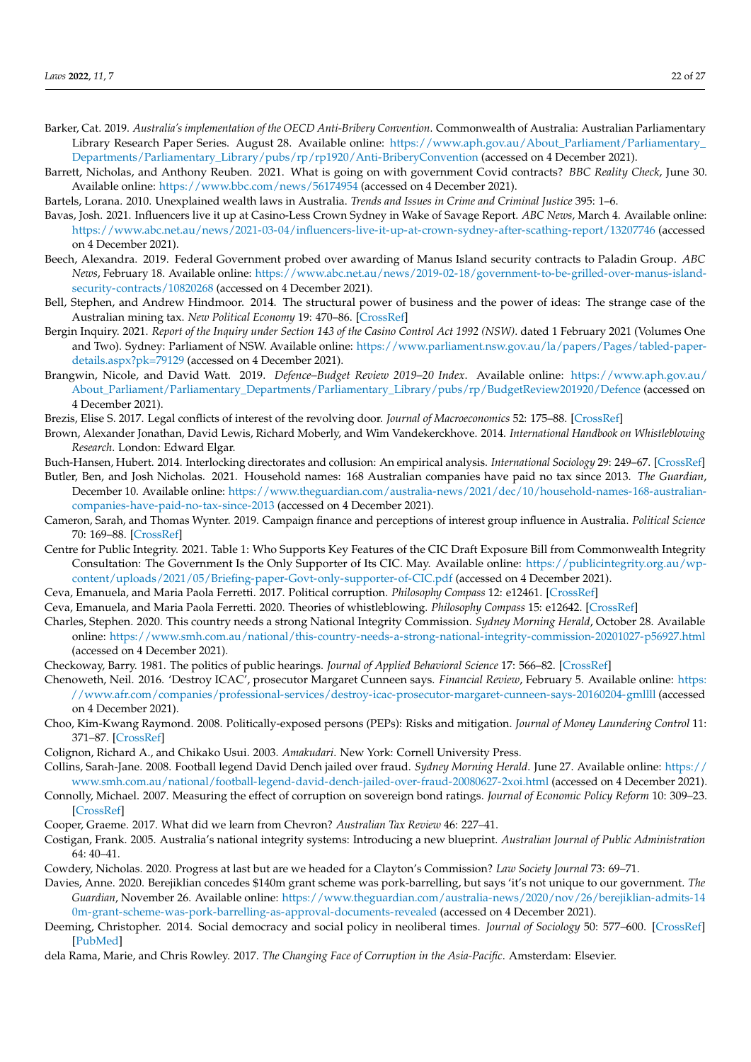Barker, Cat. 2019. *Australia's implementation of the OECD Anti-Bribery Convention*. Commonwealth of Australia: Australian Parliamentary Library Research Paper Series. August 28. Available online: https://www.aph.gov.au/About_Parliament/Parliamentary_Departments/Parliamentary_Library/pubs/rp/rp1920/Anti-BriberyConvention (accessed on 4 December 2021).

Barrett, Nicholas, and Anthony Reuben. 2021. What is going on with government Covid contracts? *BBC Reality Check*, June 30. Available online: https://www.bbc.com/news/56174954 (accessed on 4 December 2021).

Bartels, Lorana. 2010. Unexplained wealth laws in Australia. *Trends and Issues in Crime and Criminal Justice* 395: 1–6.

Bavas, Josh. 2021. Influencers live it up at Casino-Less Crown Sydney in Wake of Savage Report. *ABC News*, March 4. Available online: https://www.abc.net.au/news/2021-03-04/influencers-live-it-up-at-crown-sydney-after-scathing-report/13207746 (accessed on 4 December 2021).

Beech, Alexandra. 2019. Federal Government probed over awarding of Manus Island security contracts to Paladin Group. *ABC News*, February 18. Available online: https://www.abc.net.au/news/2019-02-18/government-to-be-grilled-over-manus-island-security-contracts/10820268 (accessed on 4 December 2021).

Bell, Stephen, and Andrew Hindmoor. 2014. The structural power of business and the power of ideas: The strange case of the Australian mining tax. *New Political Economy* 19: 470–86. [CrossRef]

Bergin Inquiry. 2021. *Report of the Inquiry under Section 143 of the Casino Control Act 1992 (NSW)*. dated 1 February 2021 (Volumes One and Two). Sydney: Parliament of NSW. Available online: https://www.parliament.nsw.gov.au/la/papers/Pages/tabled-paper-details.aspx?pk=79129 (accessed on 4 December 2021).

Brangwin, Nicole, and David Watt. 2019. *Defence–Budget Review 2019–20 Index*. Available online: https://www.aph.gov.au/About_Parliament/Parliamentary_Departments/Parliamentary_Library/pubs/rp/BudgetReview201920/Defence (accessed on 4 December 2021).

Brezis, Elise S. 2017. Legal conflicts of interest of the revolving door. *Journal of Macroeconomics* 52: 175–88. [CrossRef]

Brown, Alexander Jonathan, David Lewis, Richard Moberly, and Wim Vandekerckhove. 2014. *International Handbook on Whistleblowing Research*. London: Edward Elgar.

Buch-Hansen, Hubert. 2014. Interlocking directorates and collusion: An empirical analysis. *International Sociology* 29: 249–67. [CrossRef]

Butler, Ben, and Josh Nicholas. 2021. Household names: 168 Australian companies have paid no tax since 2013. *The Guardian*, December 10. Available online: https://www.theguardian.com/australia-news/2021/dec/10/household-names-168-australian-companies-have-paid-no-tax-since-2013 (accessed on 4 December 2021).

Cameron, Sarah, and Thomas Wynter. 2019. Campaign finance and perceptions of interest group influence in Australia. *Political Science* 70: 169–88. [CrossRef]

Centre for Public Integrity. 2021. Table 1: Who Supports Key Features of the CIC Draft Exposure Bill from Commonwealth Integrity Consultation: The Government Is the Only Supporter of Its CIC. May. Available online: https://publicintegrity.org.au/wp-content/uploads/2021/05/Briefing-paper-Govt-only-supporter-of-CIC.pdf (accessed on 4 December 2021).

Ceva, Emanuela, and Maria Paola Ferretti. 2017. Political corruption. *Philosophy Compass* 12: e12461. [CrossRef]

Ceva, Emanuela, and Maria Paola Ferretti. 2020. Theories of whistleblowing. *Philosophy Compass* 15: e12642. [CrossRef]

Charles, Stephen. 2020. This country needs a strong National Integrity Commission. *Sydney Morning Herald*, October 28. Available online: https://www.smh.com.au/national/this-country-needs-a-strong-national-integrity-commission-20201027-p56927.html (accessed on 4 December 2021).

Checkoway, Barry. 1981. The politics of public hearings. *Journal of Applied Behavioral Science* 17: 566–82. [CrossRef]

Chenoweth, Neil. 2016. 'Destroy ICAC', prosecutor Margaret Cunneen says. *Financial Review*, February 5. Available online: https://www.afr.com/companies/professional-services/destroy-icac-prosecutor-margaret-cunneen-says-20160204-gmllll (accessed on 4 December 2021).

Choo, Kim-Kwang Raymond. 2008. Politically-exposed persons (PEPs): Risks and mitigation. *Journal of Money Laundering Control* 11: 371–87. [CrossRef]

Colignon, Richard A., and Chikako Usui. 2003. *Amakudari*. New York: Cornell University Press.

Collins, Sarah-Jane. 2008. Football legend David Dench jailed over fraud. *Sydney Morning Herald*. June 27. Available online: https://www.smh.com.au/national/football-legend-david-dench-jailed-over-fraud-20080627-2xoi.html (accessed on 4 December 2021).

Connolly, Michael. 2007. Measuring the effect of corruption on sovereign bond ratings. *Journal of Economic Policy Reform* 10: 309–23. [CrossRef]

Cooper, Graeme. 2017. What did we learn from Chevron? *Australian Tax Review* 46: 227–41.

Costigan, Frank. 2005. Australia's national integrity systems: Introducing a new blueprint. *Australian Journal of Public Administration* 64: 40–41.

Cowdery, Nicholas. 2020. Progress at last but are we headed for a Clayton's Commission? *Law Society Journal* 73: 69–71.

Davies, Anne. 2020. Berejiklian concedes $140m grant scheme was pork-barrelling, but says 'it's not unique to our government. *The Guardian*, November 26. Available online: https://www.theguardian.com/australia-news/2020/nov/26/berejiklian-admits-140m-grant-scheme-was-pork-barrelling-as-approval-documents-revealed (accessed on 4 December 2021).

Deeming, Christopher. 2014. Social democracy and social policy in neoliberal times. *Journal of Sociology* 50: 577–600. [CrossRef] [PubMed]

dela Rama, Marie, and Chris Rowley. 2017. *The Changing Face of Corruption in the Asia-Pacific*. Amsterdam: Elsevier.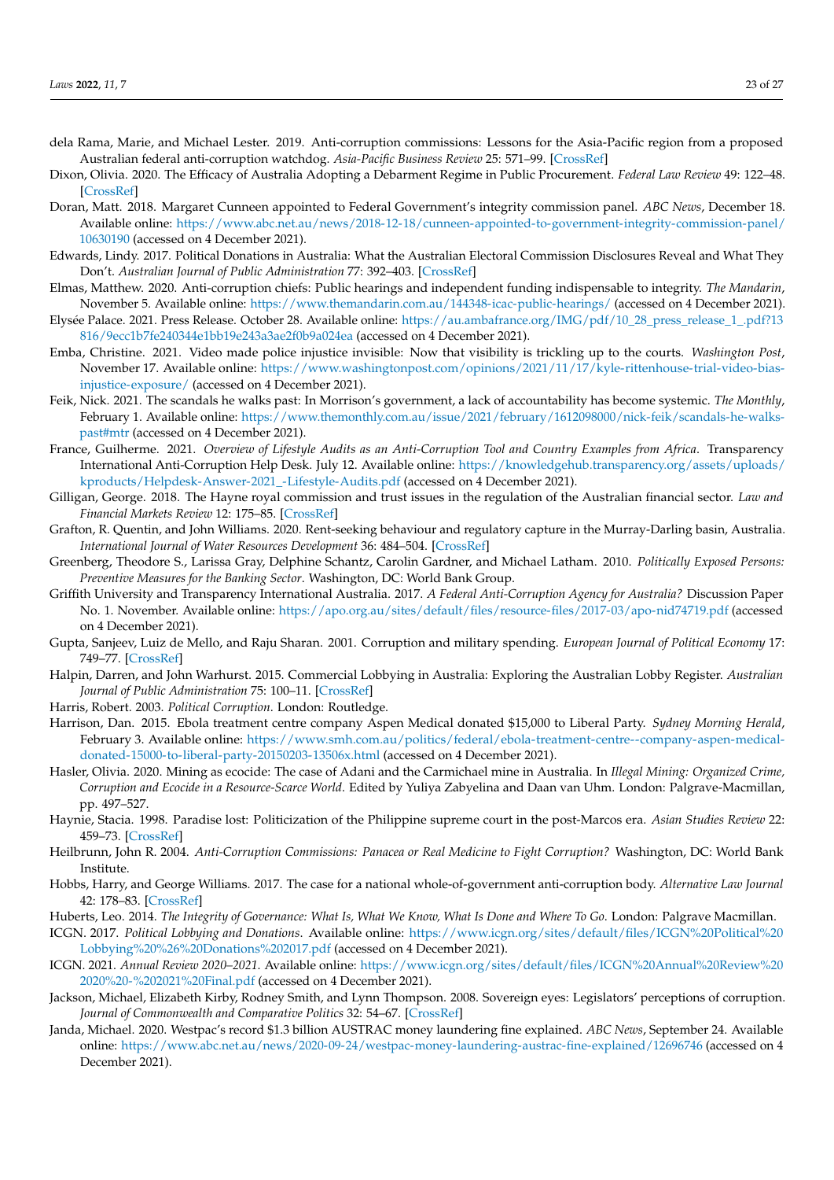dela Rama, Marie, and Michael Lester. 2019. Anti-corruption commissions: Lessons for the Asia-Pacific region from a proposed Australian federal anti-corruption watchdog. *Asia-Pacific Business Review* 25: 571–99. [CrossRef]

Dixon, Olivia. 2020. The Efficacy of Australia Adopting a Debarment Regime in Public Procurement. *Federal Law Review* 49: 122–48. [CrossRef]

Doran, Matt. 2018. Margaret Cunneen appointed to Federal Government's integrity commission panel. *ABC News*, December 18. Available online: https://www.abc.net.au/news/2018-12-18/cunneen-appointed-to-government-integrity-commission-panel/10630190 (accessed on 4 December 2021).

Edwards, Lindy. 2017. Political Donations in Australia: What the Australian Electoral Commission Disclosures Reveal and What They Don't. *Australian Journal of Public Administration* 77: 392–403. [CrossRef]

Elmas, Matthew. 2020. Anti-corruption chiefs: Public hearings and independent funding indispensable to integrity. *The Mandarin*, November 5. Available online: https://www.themandarin.com.au/144348-icac-public-hearings/ (accessed on 4 December 2021).

Elysée Palace. 2021. Press Release. October 28. Available online: https://au.ambafrance.org/IMG/pdf/10_28_press_release_1_.pdf?13816/9ecc1b7fe240344e1bb19e243a3ae2f0b9a024ea (accessed on 4 December 2021).

Emba, Christine. 2021. Video made police injustice invisible: Now that visibility is trickling up to the courts. *Washington Post*, November 17. Available online: https://www.washingtonpost.com/opinions/2021/11/17/kyle-rittenhouse-trial-video-bias-injustice-exposure/ (accessed on 4 December 2021).

Feik, Nick. 2021. The scandals he walks past: In Morrison's government, a lack of accountability has become systemic. *The Monthly*, February 1. Available online: https://www.themonthly.com.au/issue/2021/february/1612098000/nick-feik/scandals-he-walks-past#mtr (accessed on 4 December 2021).

France, Guilherme. 2021. *Overview of Lifestyle Audits as an Anti-Corruption Tool and Country Examples from Africa*. Transparency International Anti-Corruption Help Desk. July 12. Available online: https://knowledgehub.transparency.org/assets/uploads/kproducts/Helpdesk-Answer-2021_-Lifestyle-Audits.pdf (accessed on 4 December 2021).

Gilligan, George. 2018. The Hayne royal commission and trust issues in the regulation of the Australian financial sector. *Law and Financial Markets Review* 12: 175–85. [CrossRef]

Grafton, R. Quentin, and John Williams. 2020. Rent-seeking behaviour and regulatory capture in the Murray-Darling basin, Australia. *International Journal of Water Resources Development* 36: 484–504. [CrossRef]

Greenberg, Theodore S., Larissa Gray, Delphine Schantz, Carolin Gardner, and Michael Latham. 2010. *Politically Exposed Persons: Preventive Measures for the Banking Sector*. Washington, DC: World Bank Group.

Griffith University and Transparency International Australia. 2017. *A Federal Anti-Corruption Agency for Australia?* Discussion Paper No. 1. November. Available online: https://apo.org.au/sites/default/files/resource-files/2017-03/apo-nid74719.pdf (accessed on 4 December 2021).

Gupta, Sanjeev, Luiz de Mello, and Raju Sharan. 2001. Corruption and military spending. *European Journal of Political Economy* 17: 749–77. [CrossRef]

Halpin, Darren, and John Warhurst. 2015. Commercial Lobbying in Australia: Exploring the Australian Lobby Register. *Australian Journal of Public Administration* 75: 100–11. [CrossRef]

Harris, Robert. 2003. *Political Corruption*. London: Routledge.

Harrison, Dan. 2015. Ebola treatment centre company Aspen Medical donated $15,000 to Liberal Party. *Sydney Morning Herald*, February 3. Available online: https://www.smh.com.au/politics/federal/ebola-treatment-centre--company-aspen-medical-donated-15000-to-liberal-party-20150203-13506x.html (accessed on 4 December 2021).

Hasler, Olivia. 2020. Mining as ecocide: The case of Adani and the Carmichael mine in Australia. In *Illegal Mining: Organized Crime, Corruption and Ecocide in a Resource-Scarce World*. Edited by Yuliya Zabyelina and Daan van Uhm. London: Palgrave-Macmillan, pp. 497–527.

Haynie, Stacia. 1998. Paradise lost: Politicization of the Philippine supreme court in the post-Marcos era. *Asian Studies Review* 22: 459–73. [CrossRef]

Heilbrunn, John R. 2004. *Anti-Corruption Commissions: Panacea or Real Medicine to Fight Corruption?* Washington, DC: World Bank Institute.

Hobbs, Harry, and George Williams. 2017. The case for a national whole-of-government anti-corruption body. *Alternative Law Journal* 42: 178–83. [CrossRef]

Huberts, Leo. 2014. *The Integrity of Governance: What Is, What We Know, What Is Done and Where To Go*. London: Palgrave Macmillan.

ICGN. 2017. *Political Lobbying and Donations*. Available online: https://www.icgn.org/sites/default/files/ICGN%20Political%20Lobbying%20%26%20Donations%202017.pdf (accessed on 4 December 2021).

ICGN. 2021. *Annual Review 2020–2021*. Available online: https://www.icgn.org/sites/default/files/ICGN%20Annual%20Review%202020%20-%202021%20Final.pdf (accessed on 4 December 2021).

Jackson, Michael, Elizabeth Kirby, Rodney Smith, and Lynn Thompson. 2008. Sovereign eyes: Legislators' perceptions of corruption. *Journal of Commonwealth and Comparative Politics* 32: 54–67. [CrossRef]

Janda, Michael. 2020. Westpac's record $1.3 billion AUSTRAC money laundering fine explained. *ABC News*, September 24. Available online: https://www.abc.net.au/news/2020-09-24/westpac-money-laundering-austrac-fine-explained/12696746 (accessed on 4 December 2021).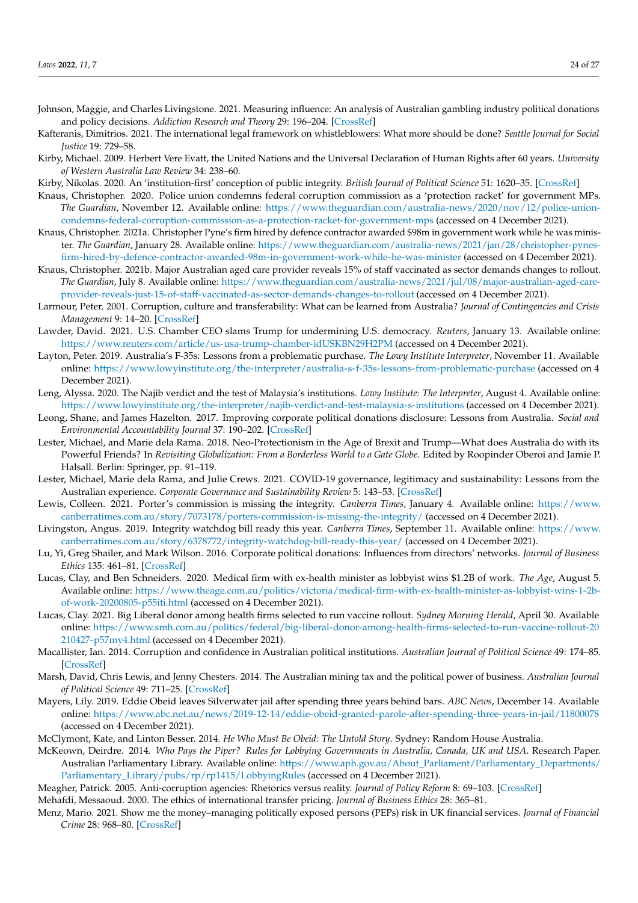Johnson, Maggie, and Charles Livingstone. 2021. Measuring influence: An analysis of Australian gambling industry political donations and policy decisions. *Addiction Research and Theory* 29: 196–204. [CrossRef]

Kafteranis, Dimitrios. 2021. The international legal framework on whistleblowers: What more should be done? *Seattle Journal for Social Justice* 19: 729–58.

Kirby, Michael. 2009. Herbert Vere Evatt, the United Nations and the Universal Declaration of Human Rights after 60 years. *University of Western Australia Law Review* 34: 238–60.

Kirby, Nikolas. 2020. An 'institution-first' conception of public integrity. *British Journal of Political Science* 51: 1620–35. [CrossRef]

Knaus, Christopher. 2020. Police union condemns federal corruption commission as a 'protection racket' for government MPs. *The Guardian*, November 12. Available online: https://www.theguardian.com/australia-news/2020/nov/12/police-union-condemns-federal-corruption-commission-as-a-protection-racket-for-government-mps (accessed on 4 December 2021).

Knaus, Christopher. 2021a. Christopher Pyne's firm hired by defence contractor awarded $98m in government work while he was minister. *The Guardian*, January 28. Available online: https://www.theguardian.com/australia-news/2021/jan/28/christopher-pynes-firm-hired-by-defence-contractor-awarded-98m-in-government-work-while-he-was-minister (accessed on 4 December 2021).

Knaus, Christopher. 2021b. Major Australian aged care provider reveals 15% of staff vaccinated as sector demands changes to rollout. *The Guardian*, July 8. Available online: https://www.theguardian.com/australia-news/2021/jul/08/major-australian-aged-care-provider-reveals-just-15-of-staff-vaccinated-as-sector-demands-changes-to-rollout (accessed on 4 December 2021).

Larmour, Peter. 2001. Corruption, culture and transferability: What can be learned from Australia? *Journal of Contingencies and Crisis Management* 9: 14–20. [CrossRef]

Lawder, David. 2021. U.S. Chamber CEO slams Trump for undermining U.S. democracy. *Reuters*, January 13. Available online: https://www.reuters.com/article/us-usa-trump-chamber-idUSKBN29H2PM (accessed on 4 December 2021).

Layton, Peter. 2019. Australia's F-35s: Lessons from a problematic purchase. *The Lowy Institute Interpreter*, November 11. Available online: https://www.lowyinstitute.org/the-interpreter/australia-s-f-35s-lessons-from-problematic-purchase (accessed on 4 December 2021).

Leng, Alyssa. 2020. The Najib verdict and the test of Malaysia's institutions. *Lowy Institute: The Interpreter*, August 4. Available online: https://www.lowyinstitute.org/the-interpreter/najib-verdict-and-test-malaysia-s-institutions (accessed on 4 December 2021).

Leong, Shane, and James Hazelton. 2017. Improving corporate political donations disclosure: Lessons from Australia. *Social and Environmental Accountability Journal* 37: 190–202. [CrossRef]

Lester, Michael, and Marie dela Rama. 2018. Neo-Protectionism in the Age of Brexit and Trump—What does Australia do with its Powerful Friends? In *Revisiting Globalization: From a Borderless World to a Gate Globe*. Edited by Roopinder Oberoi and Jamie P. Halsall. Berlin: Springer, pp. 91–119.

Lester, Michael, Marie dela Rama, and Julie Crews. 2021. COVID-19 governance, legitimacy and sustainability: Lessons from the Australian experience. *Corporate Governance and Sustainability Review* 5: 143–53. [CrossRef]

Lewis, Colleen. 2021. Porter's commission is missing the integrity. *Canberra Times*, January 4. Available online: https://www.canberratimes.com.au/story/7073178/porters-commission-is-missing-the-integrity/ (accessed on 4 December 2021).

Livingston, Angus. 2019. Integrity watchdog bill ready this year. *Canberra Times*, September 11. Available online: https://www.canberratimes.com.au/story/6378772/integrity-watchdog-bill-ready-this-year/ (accessed on 4 December 2021).

Lu, Yi, Greg Shailer, and Mark Wilson. 2016. Corporate political donations: Influences from directors' networks. *Journal of Business Ethics* 135: 461–81. [CrossRef]

Lucas, Clay, and Ben Schneiders. 2020. Medical firm with ex-health minister as lobbyist wins $1.2B of work. *The Age*, August 5. Available online: https://www.theage.com.au/politics/victoria/medical-firm-with-ex-health-minister-as-lobbyist-wins-1-2b-of-work-20200805-p55iti.html (accessed on 4 December 2021).

Lucas, Clay. 2021. Big Liberal donor among health firms selected to run vaccine rollout. *Sydney Morning Herald*, April 30. Available online: https://www.smh.com.au/politics/federal/big-liberal-donor-among-health-firms-selected-to-run-vaccine-rollout-20210427-p57my4.html (accessed on 4 December 2021).

Macallister, Ian. 2014. Corruption and confidence in Australian political institutions. *Australian Journal of Political Science* 49: 174–85. [CrossRef]

Marsh, David, Chris Lewis, and Jenny Chesters. 2014. The Australian mining tax and the political power of business. *Australian Journal of Political Science* 49: 711–25. [CrossRef]

Mayers, Lily. 2019. Eddie Obeid leaves Silverwater jail after spending three years behind bars. *ABC News*, December 14. Available online: https://www.abc.net.au/news/2019-12-14/eddie-obeid-granted-parole-after-spending-three-years-in-jail/11800078 (accessed on 4 December 2021).

McClymont, Kate, and Linton Besser. 2014. *He Who Must Be Obeid: The Untold Story*. Sydney: Random House Australia.

McKeown, Deirdre. 2014. *Who Pays the Piper? Rules for Lobbying Governments in Australia, Canada, UK and USA*. Research Paper. Australian Parliamentary Library. Available online: https://www.aph.gov.au/About_Parliament/Parliamentary_Departments/Parliamentary_Library/pubs/rp/rp1415/LobbyingRules (accessed on 4 December 2021).

Meagher, Patrick. 2005. Anti-corruption agencies: Rhetorics versus reality. *Journal of Policy Reform* 8: 69–103. [CrossRef]

Mehafdi, Messaoud. 2000. The ethics of international transfer pricing. *Journal of Business Ethics* 28: 365–81.

Menz, Mario. 2021. Show me the money–managing politically exposed persons (PEPs) risk in UK financial services. *Journal of Financial Crime* 28: 968–80. [CrossRef]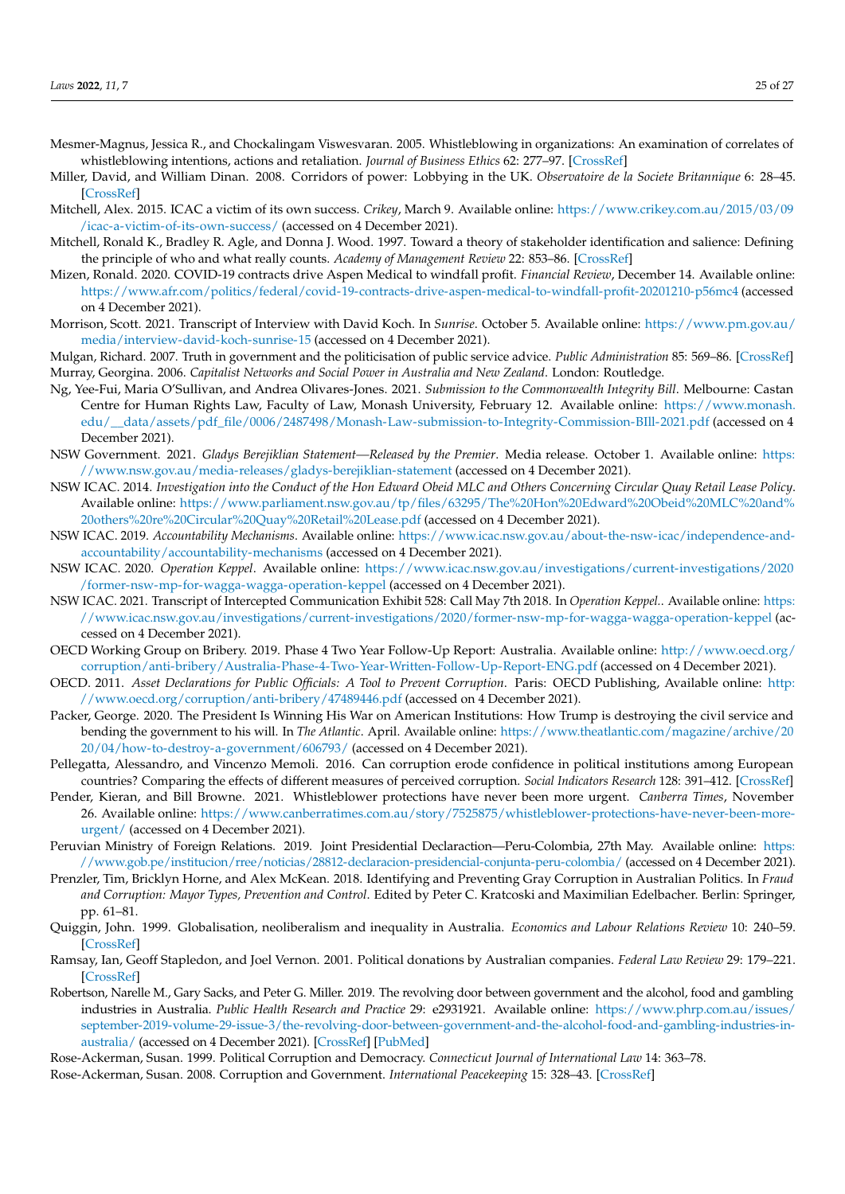Mesmer-Magnus, Jessica R., and Chockalingam Viswesvaran. 2005. Whistleblowing in organizations: An examination of correlates of whistleblowing intentions, actions and retaliation. *Journal of Business Ethics* 62: 277–97. [CrossRef]

Miller, David, and William Dinan. 2008. Corridors of power: Lobbying in the UK. *Observatoire de la Societe Britannique* 6: 28–45. [CrossRef]

Mitchell, Alex. 2015. ICAC a victim of its own success. *Crikey*, March 9. Available online: https://www.crikey.com.au/2015/03/09/icac-a-victim-of-its-own-success/ (accessed on 4 December 2021).

Mitchell, Ronald K., Bradley R. Agle, and Donna J. Wood. 1997. Toward a theory of stakeholder identification and salience: Defining the principle of who and what really counts. *Academy of Management Review* 22: 853–86. [CrossRef]

Mizen, Ronald. 2020. COVID-19 contracts drive Aspen Medical to windfall profit. *Financial Review*, December 14. Available online: https://www.afr.com/politics/federal/covid-19-contracts-drive-aspen-medical-to-windfall-profit-20201210-p56mc4 (accessed on 4 December 2021).

Morrison, Scott. 2021. Transcript of Interview with David Koch. In *Sunrise*. October 5. Available online: https://www.pm.gov.au/media/interview-david-koch-sunrise-15 (accessed on 4 December 2021).

Mulgan, Richard. 2007. Truth in government and the politicisation of public service advice. *Public Administration* 85: 569–86. [CrossRef]

Murray, Georgina. 2006. *Capitalist Networks and Social Power in Australia and New Zealand*. London: Routledge.

Ng, Yee-Fui, Maria O'Sullivan, and Andrea Olivares-Jones. 2021. *Submission to the Commonwealth Integrity Bill*. Melbourne: Castan Centre for Human Rights Law, Faculty of Law, Monash University, February 12. Available online: https://www.monash.edu/__data/assets/pdf_file/0006/2487498/Monash-Law-submission-to-Integrity-Commission-BIll-2021.pdf (accessed on 4 December 2021).

NSW Government. 2021. *Gladys Berejiklian Statement—Released by the Premier*. Media release. October 1. Available online: https://www.nsw.gov.au/media-releases/gladys-berejiklian-statement (accessed on 4 December 2021).

NSW ICAC. 2014. *Investigation into the Conduct of the Hon Edward Obeid MLC and Others Concerning Circular Quay Retail Lease Policy*. Available online: https://www.parliament.nsw.gov.au/tp/files/63295/The%20Hon%20Edward%20Obeid%20MLC%20and%20others%20re%20Circular%20Quay%20Retail%20Lease.pdf (accessed on 4 December 2021).

NSW ICAC. 2019. *Accountability Mechanisms*. Available online: https://www.icac.nsw.gov.au/about-the-nsw-icac/independence-and-accountability/accountability-mechanisms (accessed on 4 December 2021).

NSW ICAC. 2020. *Operation Keppel*. Available online: https://www.icac.nsw.gov.au/investigations/current-investigations/2020/former-nsw-mp-for-wagga-wagga-operation-keppel (accessed on 4 December 2021).

NSW ICAC. 2021. Transcript of Intercepted Communication Exhibit 528: Call May 7th 2018. In *Operation Keppel.*. Available online: https://www.icac.nsw.gov.au/investigations/current-investigations/2020/former-nsw-mp-for-wagga-wagga-operation-keppel (accessed on 4 December 2021).

OECD Working Group on Bribery. 2019. Phase 4 Two Year Follow-Up Report: Australia. Available online: http://www.oecd.org/corruption/anti-bribery/Australia-Phase-4-Two-Year-Written-Follow-Up-Report-ENG.pdf (accessed on 4 December 2021).

OECD. 2011. *Asset Declarations for Public Officials: A Tool to Prevent Corruption*. Paris: OECD Publishing, Available online: http://www.oecd.org/corruption/anti-bribery/47489446.pdf (accessed on 4 December 2021).

Packer, George. 2020. The President Is Winning His War on American Institutions: How Trump is destroying the civil service and bending the government to his will. In *The Atlantic*. April. Available online: https://www.theatlantic.com/magazine/archive/2020/04/how-to-destroy-a-government/606793/ (accessed on 4 December 2021).

Pellegatta, Alessandro, and Vincenzo Memoli. 2016. Can corruption erode confidence in political institutions among European countries? Comparing the effects of different measures of perceived corruption. *Social Indicators Research* 128: 391–412. [CrossRef]

Pender, Kieran, and Bill Browne. 2021. Whistleblower protections have never been more urgent. *Canberra Times*, November 26. Available online: https://www.canberratimes.com.au/story/7525875/whistleblower-protections-have-never-been-more-urgent/ (accessed on 4 December 2021).

Peruvian Ministry of Foreign Relations. 2019. Joint Presidential Declaraction—Peru-Colombia, 27th May. Available online: https://www.gob.pe/institucion/rree/noticias/28812-declaracion-presidencial-conjunta-peru-colombia/ (accessed on 4 December 2021).

Prenzler, Tim, Bricklyn Horne, and Alex McKean. 2018. Identifying and Preventing Gray Corruption in Australian Politics. In *Fraud and Corruption: Mayor Types, Prevention and Control*. Edited by Peter C. Kratcoski and Maximilian Edelbacher. Berlin: Springer, pp. 61–81.

Quiggin, John. 1999. Globalisation, neoliberalism and inequality in Australia. *Economics and Labour Relations Review* 10: 240–59. [CrossRef]

Ramsay, Ian, Geoff Stapledon, and Joel Vernon. 2001. Political donations by Australian companies. *Federal Law Review* 29: 179–221. [CrossRef]

Robertson, Narelle M., Gary Sacks, and Peter G. Miller. 2019. The revolving door between government and the alcohol, food and gambling industries in Australia. *Public Health Research and Practice* 29: e2931921. Available online: https://www.phrp.com.au/issues/september-2019-volume-29-issue-3/the-revolving-door-between-government-and-the-alcohol-food-and-gambling-industries-in-australia/ (accessed on 4 December 2021). [CrossRef] [PubMed]

Rose-Ackerman, Susan. 1999. Political Corruption and Democracy. *Connecticut Journal of International Law* 14: 363–78.

Rose-Ackerman, Susan. 2008. Corruption and Government. *International Peacekeeping* 15: 328–43. [CrossRef]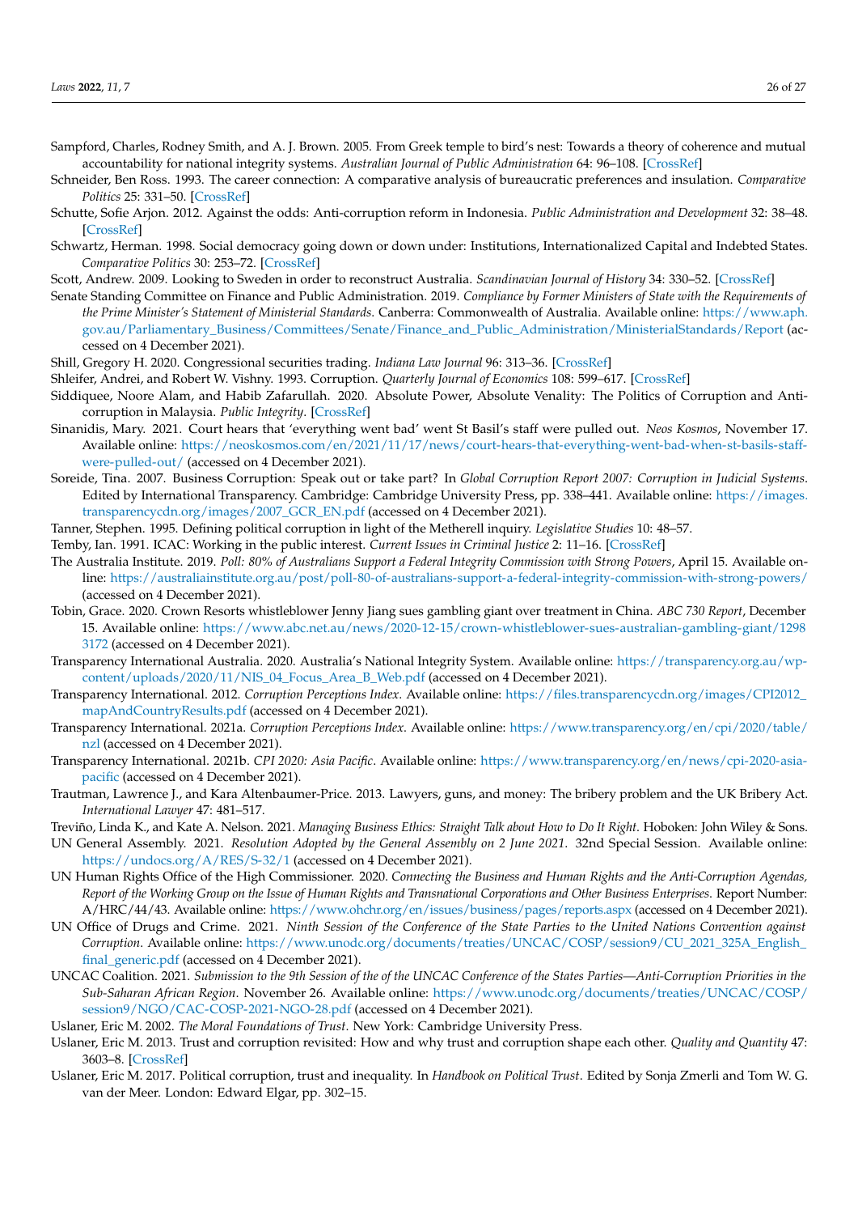Sampford, Charles, Rodney Smith, and A. J. Brown. 2005. From Greek temple to bird's nest: Towards a theory of coherence and mutual accountability for national integrity systems. *Australian Journal of Public Administration* 64: 96–108. [CrossRef]

Schneider, Ben Ross. 1993. The career connection: A comparative analysis of bureaucratic preferences and insulation. *Comparative Politics* 25: 331–50. [CrossRef]

Schutte, Sofie Arjon. 2012. Against the odds: Anti-corruption reform in Indonesia. *Public Administration and Development* 32: 38–48. [CrossRef]

Schwartz, Herman. 1998. Social democracy going down or down under: Institutions, Internationalized Capital and Indebted States. *Comparative Politics* 30: 253–72. [CrossRef]

Scott, Andrew. 2009. Looking to Sweden in order to reconstruct Australia. *Scandinavian Journal of History* 34: 330–52. [CrossRef]

Senate Standing Committee on Finance and Public Administration. 2019. *Compliance by Former Ministers of State with the Requirements of the Prime Minister's Statement of Ministerial Standards*. Canberra: Commonwealth of Australia. Available online: https://www.aph.gov.au/Parliamentary_Business/Committees/Senate/Finance_and_Public_Administration/MinisterialStandards/Report (accessed on 4 December 2021).

Shill, Gregory H. 2020. Congressional securities trading. *Indiana Law Journal* 96: 313–36. [CrossRef]

Shleifer, Andrei, and Robert W. Vishny. 1993. Corruption. *Quarterly Journal of Economics* 108: 599–617. [CrossRef]

Siddiquee, Noore Alam, and Habib Zafarullah. 2020. Absolute Power, Absolute Venality: The Politics of Corruption and Anti-corruption in Malaysia. *Public Integrity*. [CrossRef]

Sinanidis, Mary. 2021. Court hears that 'everything went bad' went St Basil's staff were pulled out. *Neos Kosmos*, November 17. Available online: https://neoskosmos.com/en/2021/11/17/news/court-hears-that-everything-went-bad-when-st-basils-staff-were-pulled-out/ (accessed on 4 December 2021).

Soreide, Tina. 2007. Business Corruption: Speak out or take part? In *Global Corruption Report 2007: Corruption in Judicial Systems*. Edited by International Transparency. Cambridge: Cambridge University Press, pp. 338–441. Available online: https://images.transparencycdn.org/images/2007_GCR_EN.pdf (accessed on 4 December 2021).

Tanner, Stephen. 1995. Defining political corruption in light of the Metherell inquiry. *Legislative Studies* 10: 48–57.

Temby, Ian. 1991. ICAC: Working in the public interest. *Current Issues in Criminal Justice* 2: 11–16. [CrossRef]

The Australia Institute. 2019. *Poll: 80% of Australians Support a Federal Integrity Commission with Strong Powers*, April 15. Available online: https://australiainstitute.org.au/post/poll-80-of-australians-support-a-federal-integrity-commission-with-strong-powers/ (accessed on 4 December 2021).

Tobin, Grace. 2020. Crown Resorts whistleblower Jenny Jiang sues gambling giant over treatment in China. *ABC 730 Report*, December 15. Available online: https://www.abc.net.au/news/2020-12-15/crown-whistleblower-sues-australian-gambling-giant/12983172 (accessed on 4 December 2021).

Transparency International Australia. 2020. Australia's National Integrity System. Available online: https://transparency.org.au/wp-content/uploads/2020/11/NIS_04_Focus_Area_B_Web.pdf (accessed on 4 December 2021).

Transparency International. 2012. *Corruption Perceptions Index*. Available online: https://files.transparencycdn.org/images/CPI2012_mapAndCountryResults.pdf (accessed on 4 December 2021).

Transparency International. 2021a. *Corruption Perceptions Index*. Available online: https://www.transparency.org/en/cpi/2020/table/nzl (accessed on 4 December 2021).

Transparency International. 2021b. *CPI 2020: Asia Pacific*. Available online: https://www.transparency.org/en/news/cpi-2020-asia-pacific (accessed on 4 December 2021).

Trautman, Lawrence J., and Kara Altenbaumer-Price. 2013. Lawyers, guns, and money: The bribery problem and the UK Bribery Act. *International Lawyer* 47: 481–517.

Treviño, Linda K., and Kate A. Nelson. 2021. *Managing Business Ethics: Straight Talk about How to Do It Right*. Hoboken: John Wiley & Sons.

UN General Assembly. 2021. *Resolution Adopted by the General Assembly on 2 June 2021*. 32nd Special Session. Available online: https://undocs.org/A/RES/S-32/1 (accessed on 4 December 2021).

UN Human Rights Office of the High Commissioner. 2020. *Connecting the Business and Human Rights and the Anti-Corruption Agendas, Report of the Working Group on the Issue of Human Rights and Transnational Corporations and Other Business Enterprises*. Report Number: A/HRC/44/43. Available online: https://www.ohchr.org/en/issues/business/pages/reports.aspx (accessed on 4 December 2021).

UN Office of Drugs and Crime. 2021. *Ninth Session of the Conference of the State Parties to the United Nations Convention against Corruption*. Available online: https://www.unodc.org/documents/treaties/UNCAC/COSP/session9/CU_2021_325A_English_final_generic.pdf (accessed on 4 December 2021).

UNCAC Coalition. 2021. *Submission to the 9th Session of the of the UNCAC Conference of the States Parties—Anti-Corruption Priorities in the Sub-Saharan African Region*. November 26. Available online: https://www.unodc.org/documents/treaties/UNCAC/COSP/session9/NGO/CAC-COSP-2021-NGO-28.pdf (accessed on 4 December 2021).

Uslaner, Eric M. 2002. *The Moral Foundations of Trust*. New York: Cambridge University Press.

Uslaner, Eric M. 2013. Trust and corruption revisited: How and why trust and corruption shape each other. *Quality and Quantity* 47: 3603–8. [CrossRef]

Uslaner, Eric M. 2017. Political corruption, trust and inequality. In *Handbook on Political Trust*. Edited by Sonja Zmerli and Tom W. G. van der Meer. London: Edward Elgar, pp. 302–15.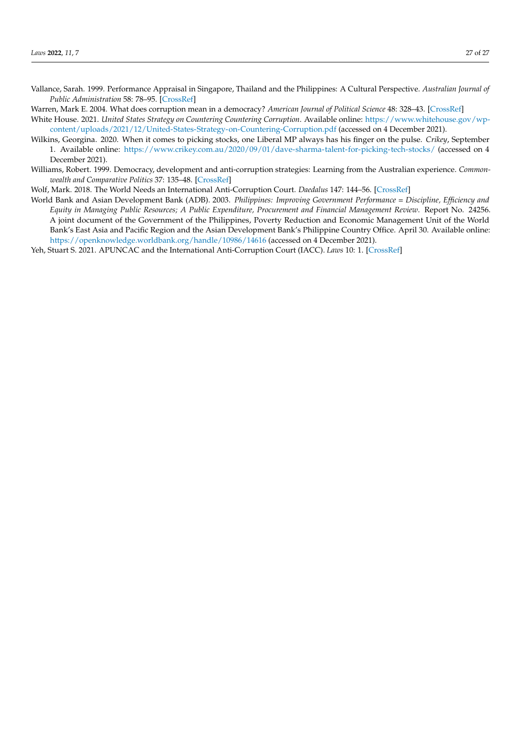Vallance, Sarah. 1999. Performance Appraisal in Singapore, Thailand and the Philippines: A Cultural Perspective. *Australian Journal of Public Administration* 58: 78–95. [CrossRef]

Warren, Mark E. 2004. What does corruption mean in a democracy? *American Journal of Political Science* 48: 328–43. [CrossRef]

White House. 2021. *United States Strategy on Countering Countering Corruption*. Available online: https://www.whitehouse.gov/wp-content/uploads/2021/12/United-States-Strategy-on-Countering-Corruption.pdf (accessed on 4 December 2021).

Wilkins, Georgina. 2020. When it comes to picking stocks, one Liberal MP always has his finger on the pulse. *Crikey*, September 1. Available online: https://www.crikey.com.au/2020/09/01/dave-sharma-talent-for-picking-tech-stocks/ (accessed on 4 December 2021).

Williams, Robert. 1999. Democracy, development and anti-corruption strategies: Learning from the Australian experience. *Commonwealth and Comparative Politics* 37: 135–48. [CrossRef]

Wolf, Mark. 2018. The World Needs an International Anti-Corruption Court. *Daedalus* 147: 144–56. [CrossRef]

World Bank and Asian Development Bank (ADB). 2003. *Philippines: Improving Government Performance = Discipline, Efficiency and Equity in Managing Public Resources; A Public Expenditure, Procurement and Financial Management Review*. Report No. 24256. A joint document of the Government of the Philippines, Poverty Reduction and Economic Management Unit of the World Bank's East Asia and Pacific Region and the Asian Development Bank's Philippine Country Office. April 30. Available online: https://openknowledge.worldbank.org/handle/10986/14616 (accessed on 4 December 2021).

Yeh, Stuart S. 2021. APUNCAC and the International Anti-Corruption Court (IACC). *Laws* 10: 1. [CrossRef]